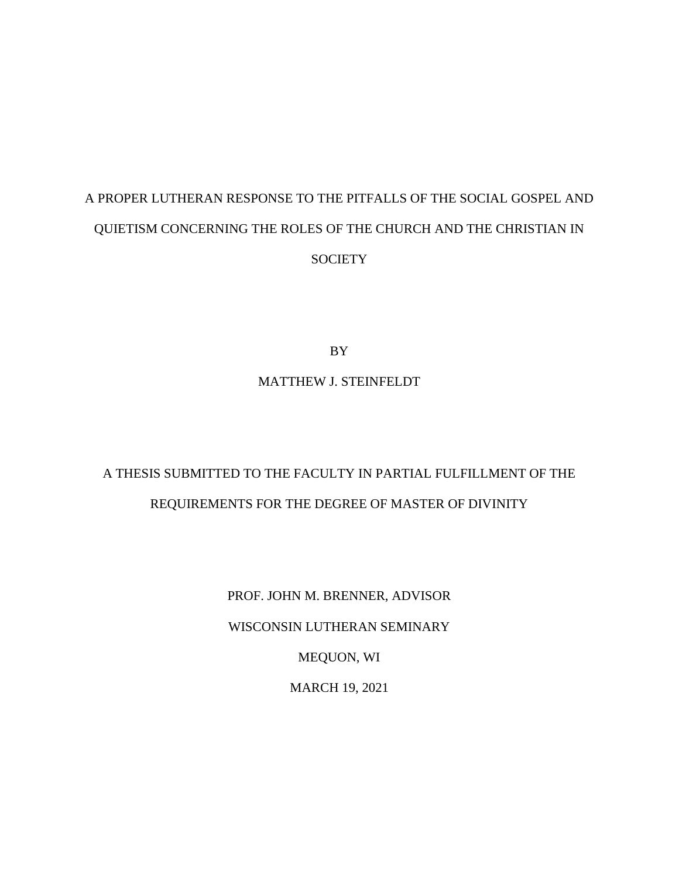# A PROPER LUTHERAN RESPONSE TO THE PITFALLS OF THE SOCIAL GOSPEL AND QUIETISM CONCERNING THE ROLES OF THE CHURCH AND THE CHRISTIAN IN SOCIETY

BY

MATTHEW J. STEINFELDT

A THESIS SUBMITTED TO THE FACULTY IN PARTIAL FULFILLMENT OF THE REQUIREMENTS FOR THE DEGREE OF MASTER OF DIVINITY

PROF. JOHN M. BRENNER, ADVISOR

WISCONSIN LUTHERAN SEMINARY

MEQUON, WI

MARCH 19, 2021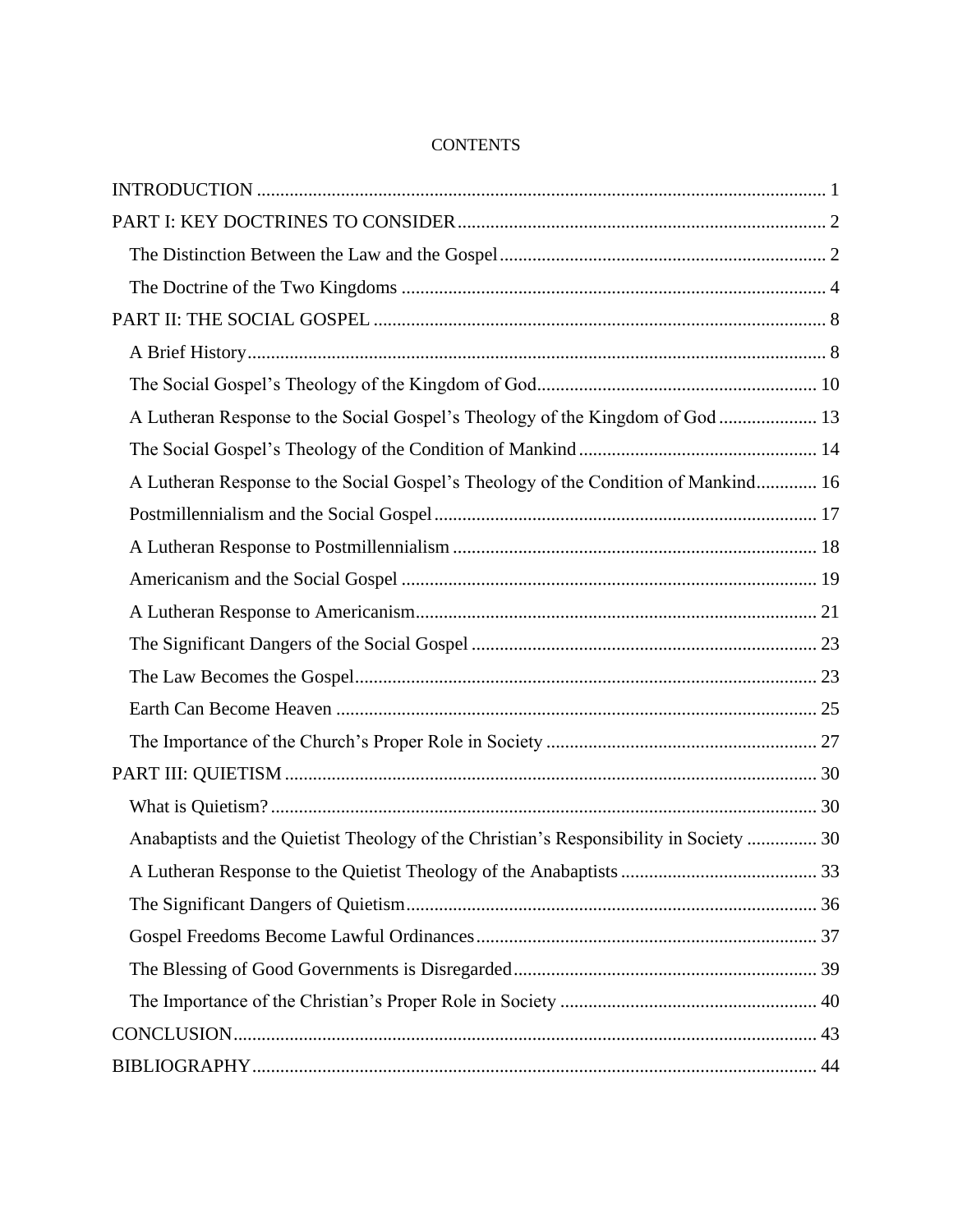# CONTENTS

INTRODUCTION ........................................................................................................................ 1

PART I: KEY DOCTRINES TO CONSIDER .............................................................................. 2

- The Distinction Between the Law and the Gospel ..................................................................... 2
- The Doctrine of the Two Kingdoms .......................................................................................... 4

PART II: THE SOCIAL GOSPEL ................................................................................................ 8

- A Brief History ........................................................................................................................... 8
- The Social Gospel's Theology of the Kingdom of God ........................................................... 10
- A Lutheran Response to the Social Gospel's Theology of the Kingdom of God ..................... 13
- The Social Gospel's Theology of the Condition of Mankind .................................................. 14
- A Lutheran Response to the Social Gospel's Theology of the Condition of Mankind ............. 16
- Postmillennialism and the Social Gospel ................................................................................. 17
- A Lutheran Response to Postmillennialism ............................................................................. 18
- Americanism and the Social Gospel ........................................................................................ 19
- A Lutheran Response to Americanism ..................................................................................... 21
- The Significant Dangers of the Social Gospel ......................................................................... 23
- The Law Becomes the Gospel .................................................................................................. 23
- Earth Can Become Heaven ...................................................................................................... 25
- The Importance of the Church's Proper Role in Society .......................................................... 27

PART III: QUIETISM ................................................................................................................. 30

- What is Quietism? .................................................................................................................... 30
- Anabaptists and the Quietist Theology of the Christian's Responsibility in Society ............... 30
- A Lutheran Response to the Quietist Theology of the Anabaptists .......................................... 33
- The Significant Dangers of Quietism ....................................................................................... 36
- Gospel Freedoms Become Lawful Ordinances ........................................................................ 37
- The Blessing of Good Governments is Disregarded ................................................................ 39
- The Importance of the Christian's Proper Role in Society ....................................................... 40

CONCLUSION ........................................................................................................................... 43

BIBLIOGRAPHY ........................................................................................................................ 44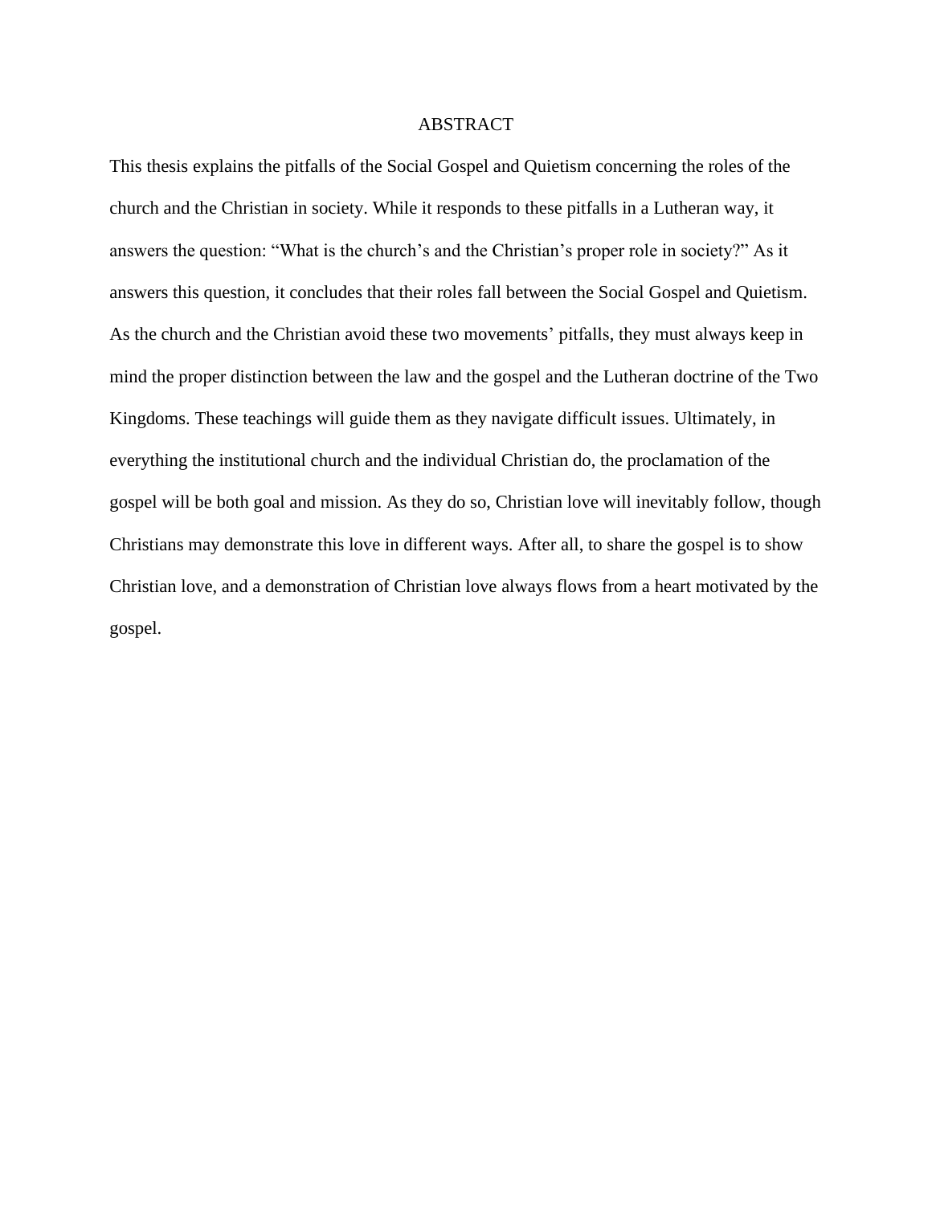# ABSTRACT

This thesis explains the pitfalls of the Social Gospel and Quietism concerning the roles of the church and the Christian in society. While it responds to these pitfalls in a Lutheran way, it answers the question: "What is the church's and the Christian's proper role in society?" As it answers this question, it concludes that their roles fall between the Social Gospel and Quietism. As the church and the Christian avoid these two movements' pitfalls, they must always keep in mind the proper distinction between the law and the gospel and the Lutheran doctrine of the Two Kingdoms. These teachings will guide them as they navigate difficult issues. Ultimately, in everything the institutional church and the individual Christian do, the proclamation of the gospel will be both goal and mission. As they do so, Christian love will inevitably follow, though Christians may demonstrate this love in different ways. After all, to share the gospel is to show Christian love, and a demonstration of Christian love always flows from a heart motivated by the gospel.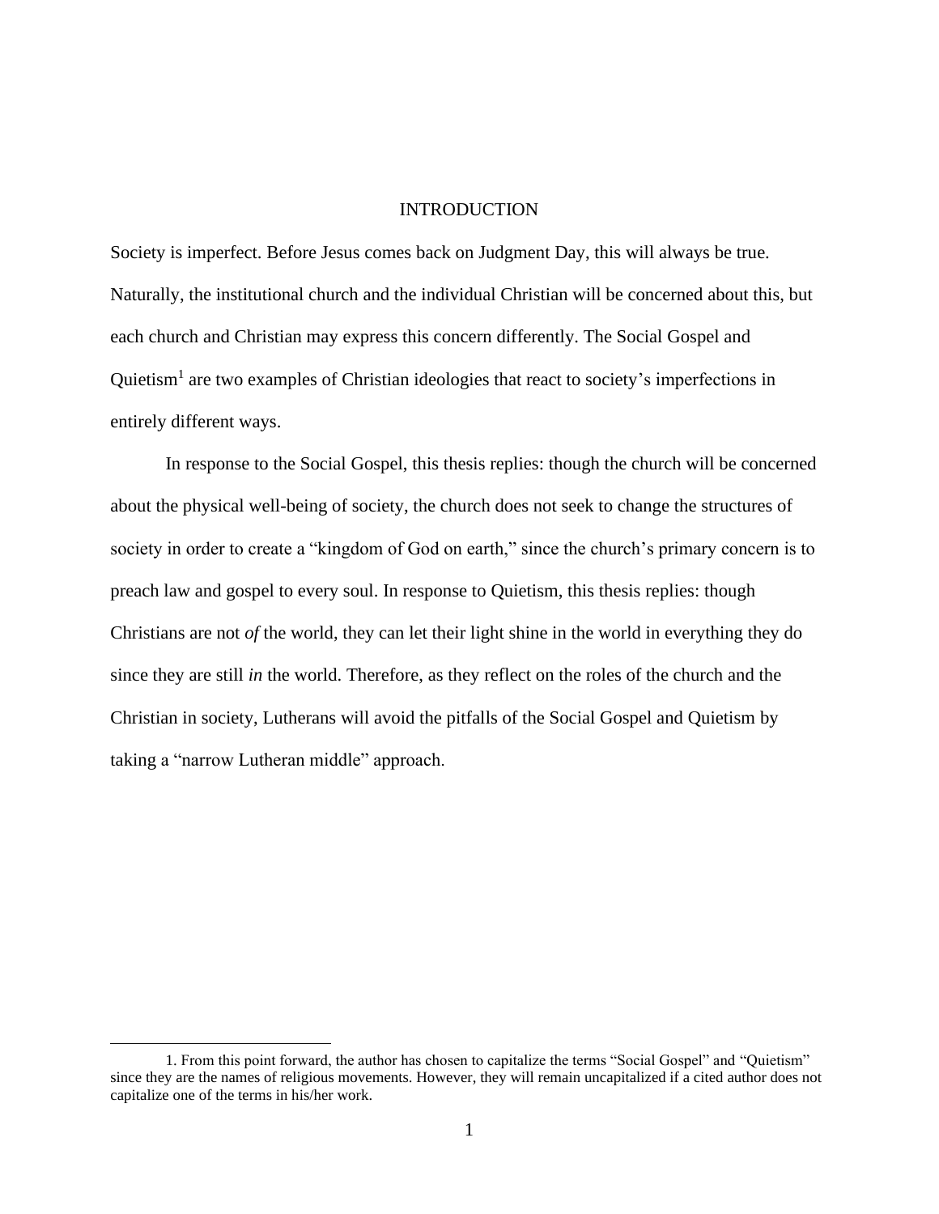# INTRODUCTION

Society is imperfect. Before Jesus comes back on Judgment Day, this will always be true. Naturally, the institutional church and the individual Christian will be concerned about this, but each church and Christian may express this concern differently. The Social Gospel and Quietism[1] are two examples of Christian ideologies that react to society's imperfections in entirely different ways.

In response to the Social Gospel, this thesis replies: though the church will be concerned about the physical well-being of society, the church does not seek to change the structures of society in order to create a "kingdom of God on earth," since the church's primary concern is to preach law and gospel to every soul. In response to Quietism, this thesis replies: though Christians are not *of* the world, they can let their light shine in the world in everything they do since they are still *in* the world. Therefore, as they reflect on the roles of the church and the Christian in society, Lutherans will avoid the pitfalls of the Social Gospel and Quietism by taking a "narrow Lutheran middle" approach.

---

1. From this point forward, the author has chosen to capitalize the terms "Social Gospel" and "Quietism" since they are the names of religious movements. However, they will remain uncapitalized if a cited author does not capitalize one of the terms in his/her work.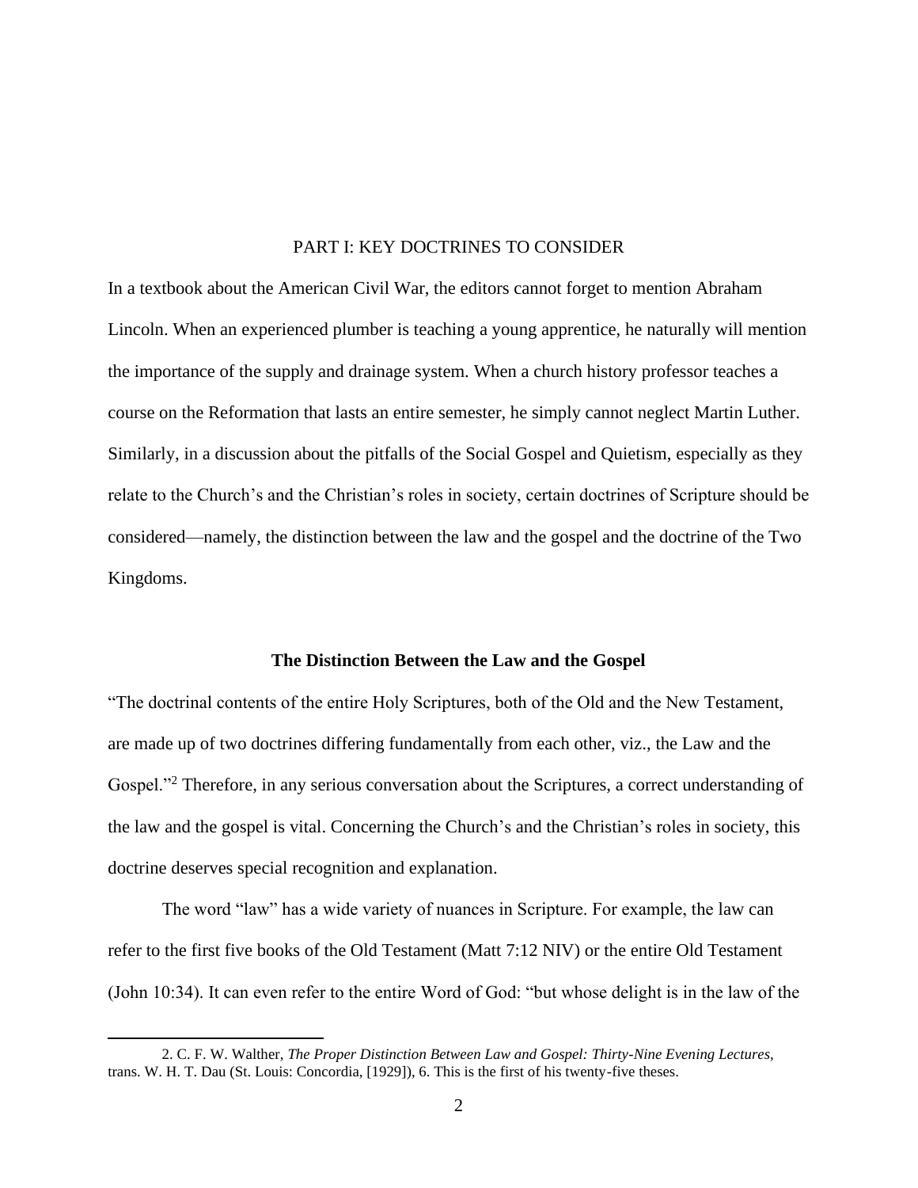# PART I: KEY DOCTRINES TO CONSIDER

In a textbook about the American Civil War, the editors cannot forget to mention Abraham Lincoln. When an experienced plumber is teaching a young apprentice, he naturally will mention the importance of the supply and drainage system. When a church history professor teaches a course on the Reformation that lasts an entire semester, he simply cannot neglect Martin Luther. Similarly, in a discussion about the pitfalls of the Social Gospel and Quietism, especially as they relate to the Church's and the Christian's roles in society, certain doctrines of Scripture should be considered—namely, the distinction between the law and the gospel and the doctrine of the Two Kingdoms.

## The Distinction Between the Law and the Gospel

"The doctrinal contents of the entire Holy Scriptures, both of the Old and the New Testament, are made up of two doctrines differing fundamentally from each other, viz., the Law and the Gospel."[2] Therefore, in any serious conversation about the Scriptures, a correct understanding of the law and the gospel is vital. Concerning the Church's and the Christian's roles in society, this doctrine deserves special recognition and explanation.

The word "law" has a wide variety of nuances in Scripture. For example, the law can refer to the first five books of the Old Testament (Matt 7:12 NIV) or the entire Old Testament (John 10:34). It can even refer to the entire Word of God: "but whose delight is in the law of the

2. C. F. W. Walther, *The Proper Distinction Between Law and Gospel: Thirty-Nine Evening Lectures*, trans. W. H. T. Dau (St. Louis: Concordia, [1929]), 6. This is the first of his twenty-five theses.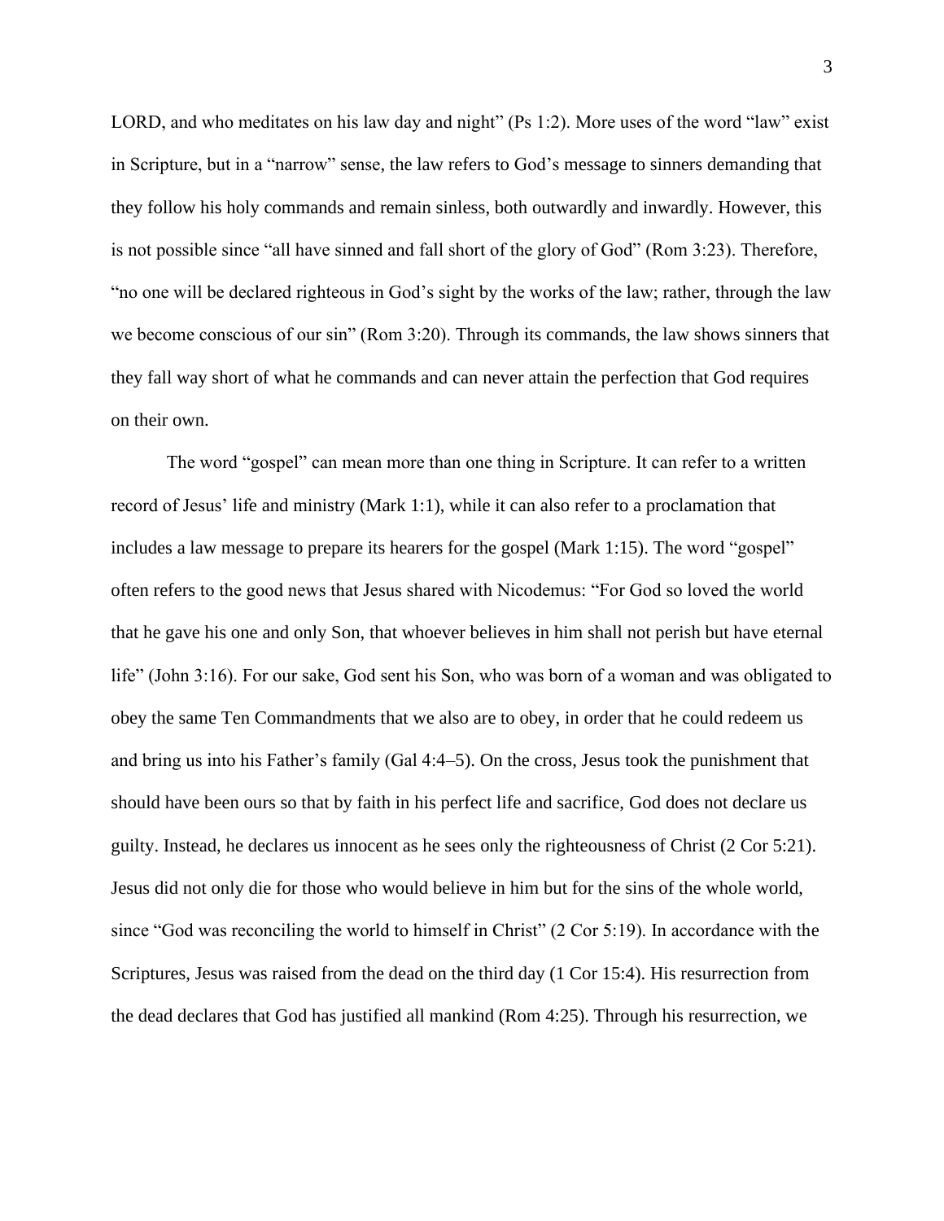LORD, and who meditates on his law day and night" (Ps 1:2). More uses of the word "law" exist in Scripture, but in a "narrow" sense, the law refers to God's message to sinners demanding that they follow his holy commands and remain sinless, both outwardly and inwardly. However, this is not possible since "all have sinned and fall short of the glory of God" (Rom 3:23). Therefore, "no one will be declared righteous in God's sight by the works of the law; rather, through the law we become conscious of our sin" (Rom 3:20). Through its commands, the law shows sinners that they fall way short of what he commands and can never attain the perfection that God requires on their own.

The word "gospel" can mean more than one thing in Scripture. It can refer to a written record of Jesus' life and ministry (Mark 1:1), while it can also refer to a proclamation that includes a law message to prepare its hearers for the gospel (Mark 1:15). The word "gospel" often refers to the good news that Jesus shared with Nicodemus: "For God so loved the world that he gave his one and only Son, that whoever believes in him shall not perish but have eternal life" (John 3:16). For our sake, God sent his Son, who was born of a woman and was obligated to obey the same Ten Commandments that we also are to obey, in order that he could redeem us and bring us into his Father's family (Gal 4:4–5). On the cross, Jesus took the punishment that should have been ours so that by faith in his perfect life and sacrifice, God does not declare us guilty. Instead, he declares us innocent as he sees only the righteousness of Christ (2 Cor 5:21). Jesus did not only die for those who would believe in him but for the sins of the whole world, since "God was reconciling the world to himself in Christ" (2 Cor 5:19). In accordance with the Scriptures, Jesus was raised from the dead on the third day (1 Cor 15:4). His resurrection from the dead declares that God has justified all mankind (Rom 4:25). Through his resurrection, we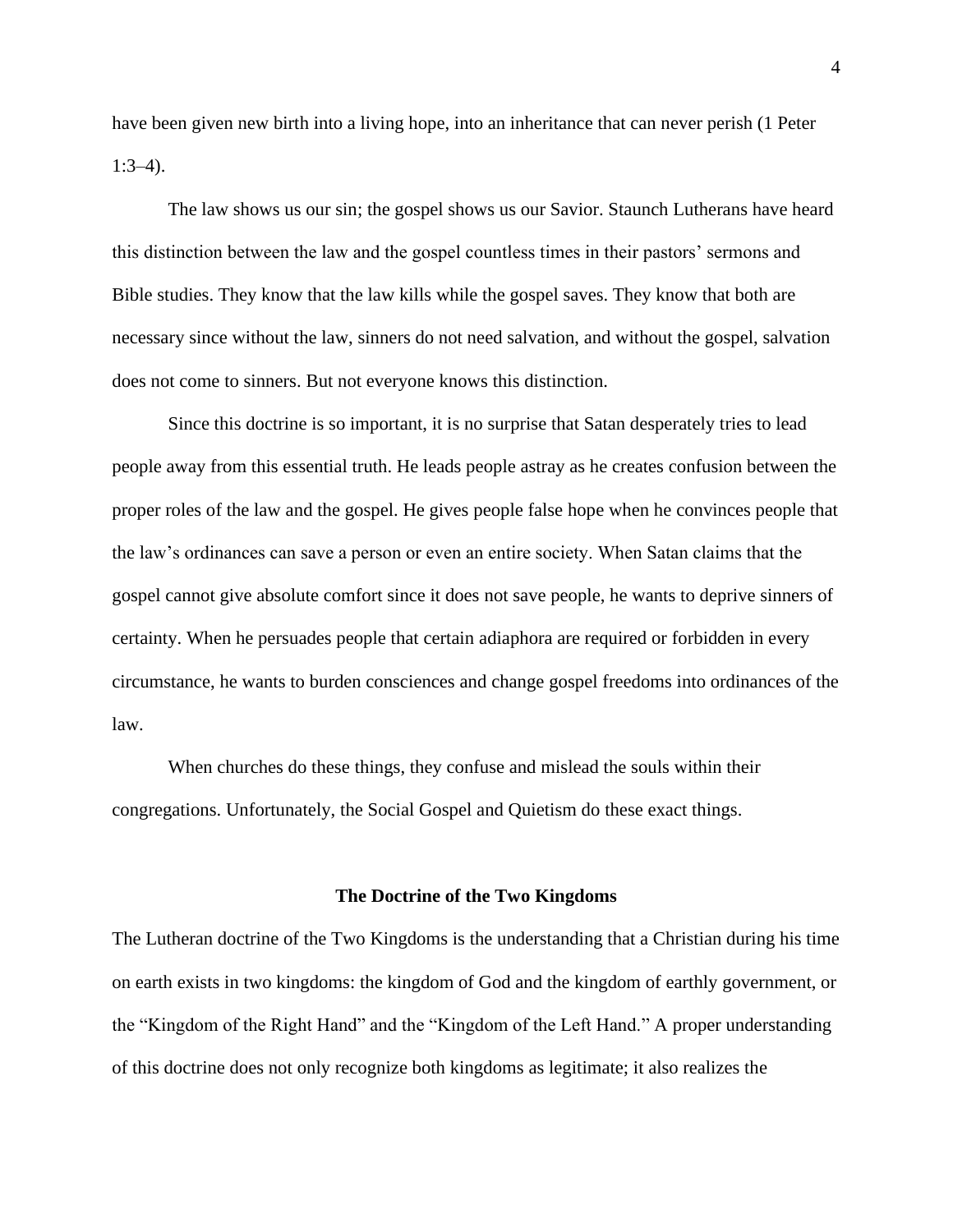have been given new birth into a living hope, into an inheritance that can never perish (1 Peter 1:3–4).

The law shows us our sin; the gospel shows us our Savior. Staunch Lutherans have heard this distinction between the law and the gospel countless times in their pastors' sermons and Bible studies. They know that the law kills while the gospel saves. They know that both are necessary since without the law, sinners do not need salvation, and without the gospel, salvation does not come to sinners. But not everyone knows this distinction.

Since this doctrine is so important, it is no surprise that Satan desperately tries to lead people away from this essential truth. He leads people astray as he creates confusion between the proper roles of the law and the gospel. He gives people false hope when he convinces people that the law's ordinances can save a person or even an entire society. When Satan claims that the gospel cannot give absolute comfort since it does not save people, he wants to deprive sinners of certainty. When he persuades people that certain adiaphora are required or forbidden in every circumstance, he wants to burden consciences and change gospel freedoms into ordinances of the law.

When churches do these things, they confuse and mislead the souls within their congregations. Unfortunately, the Social Gospel and Quietism do these exact things.

## The Doctrine of the Two Kingdoms

The Lutheran doctrine of the Two Kingdoms is the understanding that a Christian during his time on earth exists in two kingdoms: the kingdom of God and the kingdom of earthly government, or the "Kingdom of the Right Hand" and the "Kingdom of the Left Hand." A proper understanding of this doctrine does not only recognize both kingdoms as legitimate; it also realizes the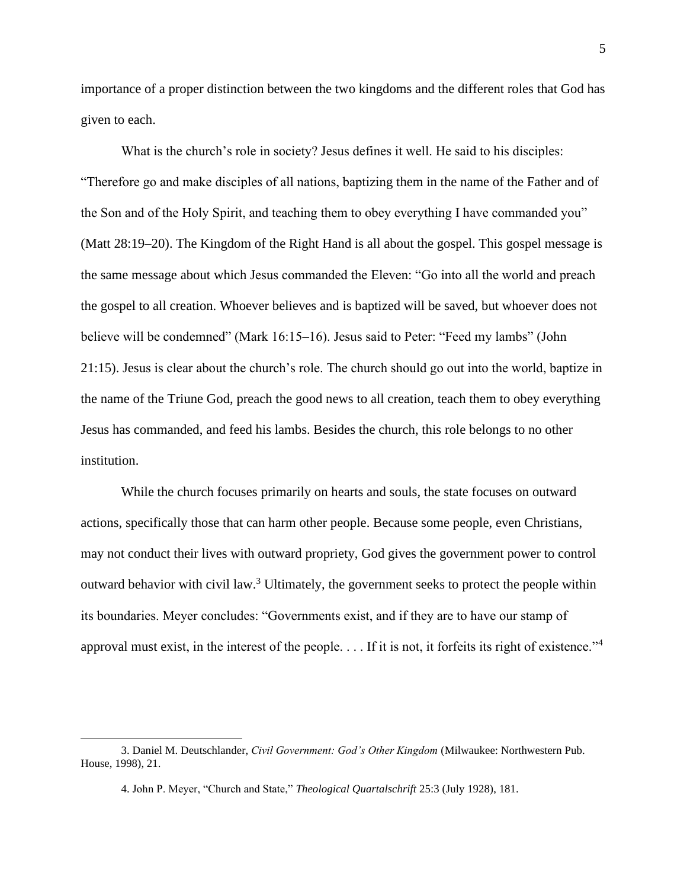importance of a proper distinction between the two kingdoms and the different roles that God has given to each.

What is the church's role in society? Jesus defines it well. He said to his disciples: "Therefore go and make disciples of all nations, baptizing them in the name of the Father and of the Son and of the Holy Spirit, and teaching them to obey everything I have commanded you" (Matt 28:19–20). The Kingdom of the Right Hand is all about the gospel. This gospel message is the same message about which Jesus commanded the Eleven: "Go into all the world and preach the gospel to all creation. Whoever believes and is baptized will be saved, but whoever does not believe will be condemned" (Mark 16:15–16). Jesus said to Peter: "Feed my lambs" (John 21:15). Jesus is clear about the church's role. The church should go out into the world, baptize in the name of the Triune God, preach the good news to all creation, teach them to obey everything Jesus has commanded, and feed his lambs. Besides the church, this role belongs to no other institution.

While the church focuses primarily on hearts and souls, the state focuses on outward actions, specifically those that can harm other people. Because some people, even Christians, may not conduct their lives with outward propriety, God gives the government power to control outward behavior with civil law.[3] Ultimately, the government seeks to protect the people within its boundaries. Meyer concludes: "Governments exist, and if they are to have our stamp of approval must exist, in the interest of the people. . . . If it is not, it forfeits its right of existence."[4]

---

3. Daniel M. Deutschlander, *Civil Government: God's Other Kingdom* (Milwaukee: Northwestern Pub. House, 1998), 21.

4. John P. Meyer, "Church and State," *Theological Quartalschrift* 25:3 (July 1928), 181.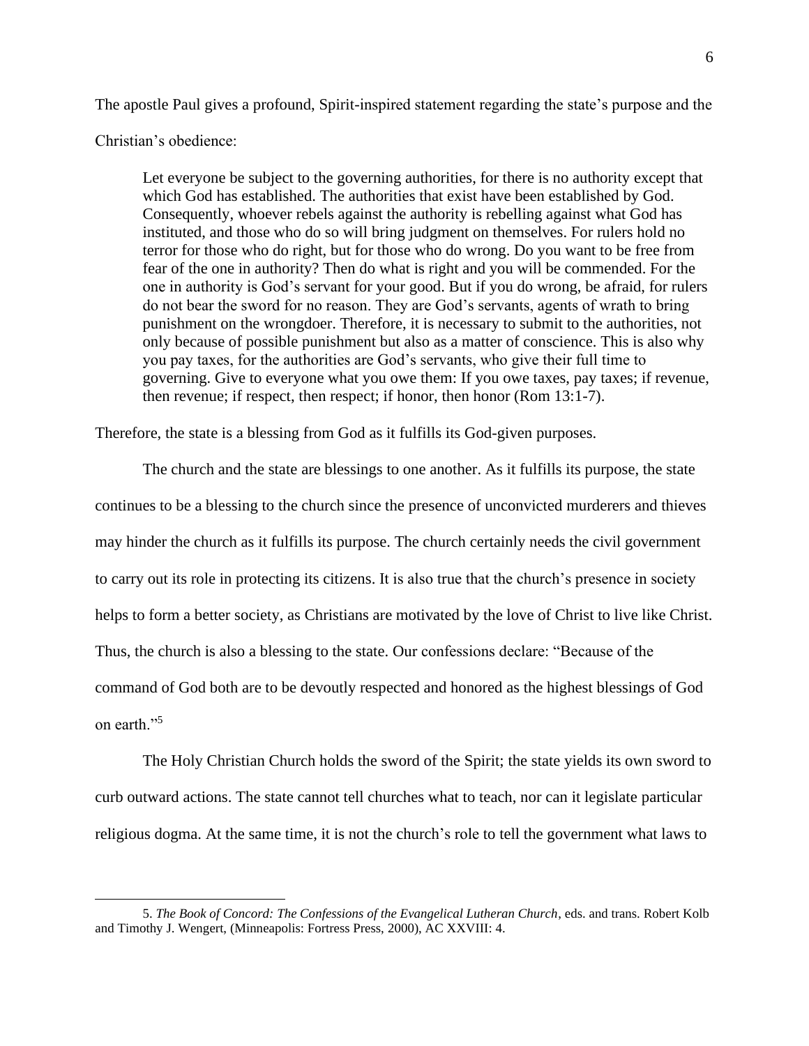The apostle Paul gives a profound, Spirit-inspired statement regarding the state's purpose and the Christian's obedience:

> Let everyone be subject to the governing authorities, for there is no authority except that which God has established. The authorities that exist have been established by God. Consequently, whoever rebels against the authority is rebelling against what God has instituted, and those who do so will bring judgment on themselves. For rulers hold no terror for those who do right, but for those who do wrong. Do you want to be free from fear of the one in authority? Then do what is right and you will be commended. For the one in authority is God's servant for your good. But if you do wrong, be afraid, for rulers do not bear the sword for no reason. They are God's servants, agents of wrath to bring punishment on the wrongdoer. Therefore, it is necessary to submit to the authorities, not only because of possible punishment but also as a matter of conscience. This is also why you pay taxes, for the authorities are God's servants, who give their full time to governing. Give to everyone what you owe them: If you owe taxes, pay taxes; if revenue, then revenue; if respect, then respect; if honor, then honor (Rom 13:1-7).

Therefore, the state is a blessing from God as it fulfills its God-given purposes.

The church and the state are blessings to one another. As it fulfills its purpose, the state continues to be a blessing to the church since the presence of unconvicted murderers and thieves may hinder the church as it fulfills its purpose. The church certainly needs the civil government to carry out its role in protecting its citizens. It is also true that the church's presence in society helps to form a better society, as Christians are motivated by the love of Christ to live like Christ. Thus, the church is also a blessing to the state. Our confessions declare: "Because of the command of God both are to be devoutly respected and honored as the highest blessings of God on earth."[5]

The Holy Christian Church holds the sword of the Spirit; the state yields its own sword to curb outward actions. The state cannot tell churches what to teach, nor can it legislate particular religious dogma. At the same time, it is not the church's role to tell the government what laws to

---

5. *The Book of Concord: The Confessions of the Evangelical Lutheran Church*, eds. and trans. Robert Kolb and Timothy J. Wengert, (Minneapolis: Fortress Press, 2000), AC XXVIII: 4.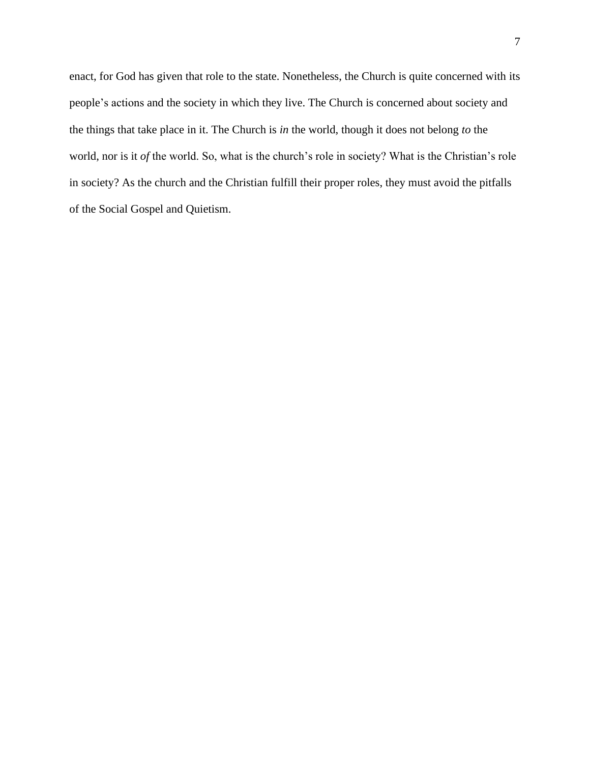enact, for God has given that role to the state. Nonetheless, the Church is quite concerned with its people's actions and the society in which they live. The Church is concerned about society and the things that take place in it. The Church is *in* the world, though it does not belong *to* the world, nor is it *of* the world. So, what is the church's role in society? What is the Christian's role in society? As the church and the Christian fulfill their proper roles, they must avoid the pitfalls of the Social Gospel and Quietism.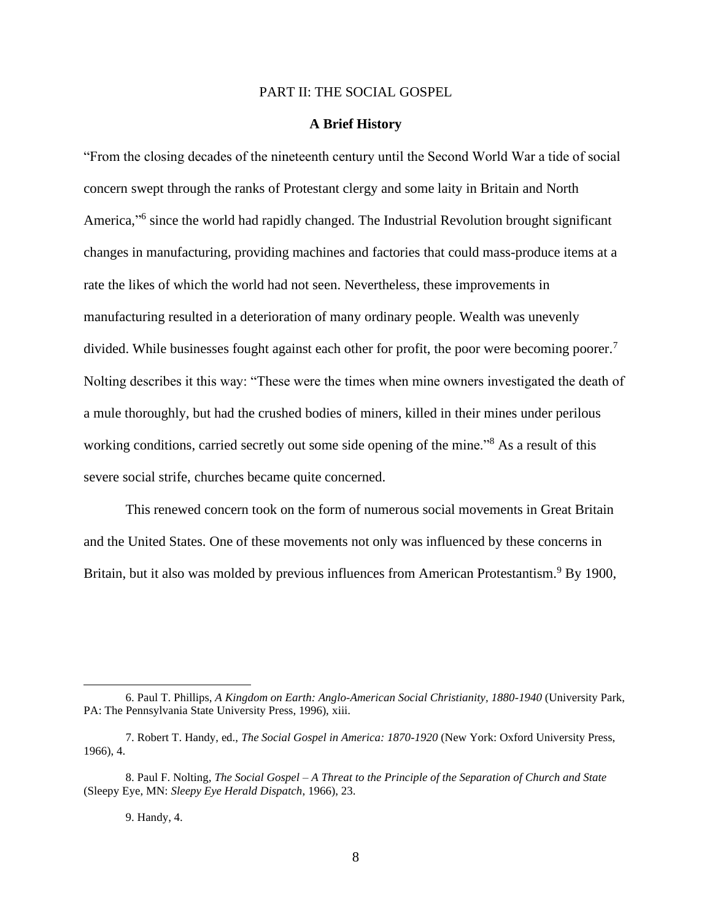## PART II: THE SOCIAL GOSPEL

### A Brief History

"From the closing decades of the nineteenth century until the Second World War a tide of social concern swept through the ranks of Protestant clergy and some laity in Britain and North America,"[6] since the world had rapidly changed. The Industrial Revolution brought significant changes in manufacturing, providing machines and factories that could mass-produce items at a rate the likes of which the world had not seen. Nevertheless, these improvements in manufacturing resulted in a deterioration of many ordinary people. Wealth was unevenly divided. While businesses fought against each other for profit, the poor were becoming poorer.[7] Nolting describes it this way: "These were the times when mine owners investigated the death of a mule thoroughly, but had the crushed bodies of miners, killed in their mines under perilous working conditions, carried secretly out some side opening of the mine."[8] As a result of this severe social strife, churches became quite concerned.

This renewed concern took on the form of numerous social movements in Great Britain and the United States. One of these movements not only was influenced by these concerns in Britain, but it also was molded by previous influences from American Protestantism.[9] By 1900,

---

6. Paul T. Phillips, *A Kingdom on Earth: Anglo-American Social Christianity, 1880-1940* (University Park, PA: The Pennsylvania State University Press, 1996), xiii.

7. Robert T. Handy, ed., *The Social Gospel in America: 1870-1920* (New York: Oxford University Press, 1966), 4.

8. Paul F. Nolting, *The Social Gospel – A Threat to the Principle of the Separation of Church and State* (Sleepy Eye, MN: *Sleepy Eye Herald Dispatch*, 1966), 23.

9. Handy, 4.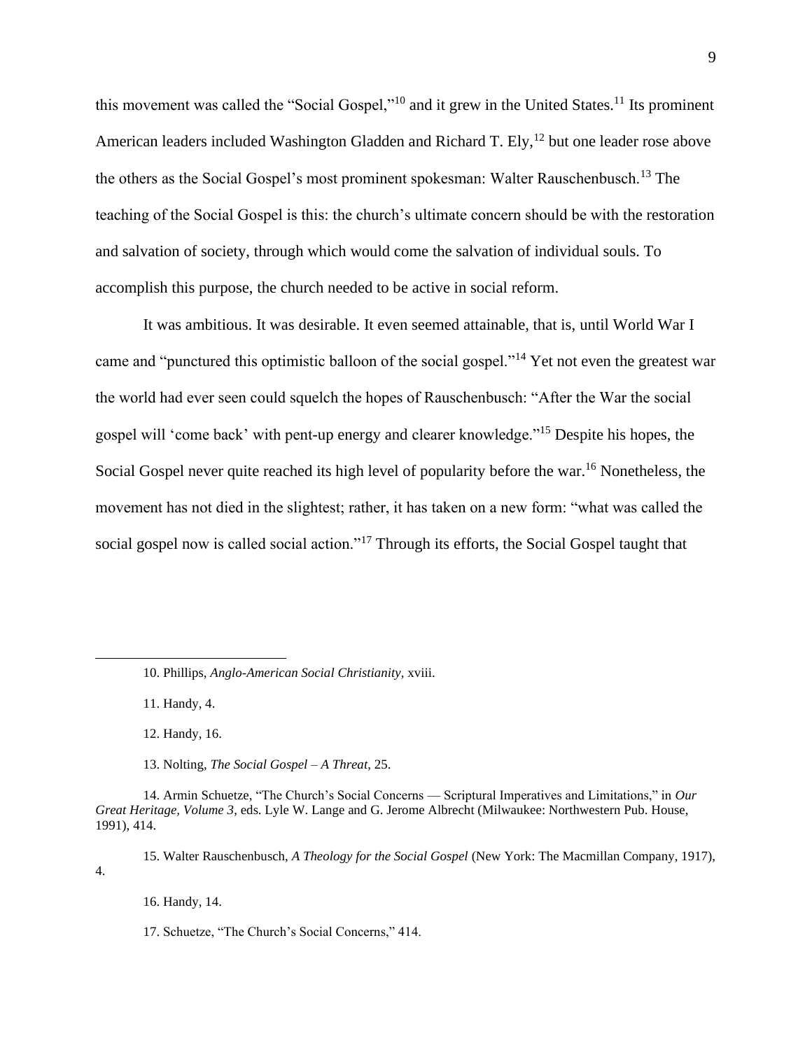this movement was called the "Social Gospel,"[10] and it grew in the United States.[11] Its prominent American leaders included Washington Gladden and Richard T. Ely,[12] but one leader rose above the others as the Social Gospel's most prominent spokesman: Walter Rauschenbusch.[13] The teaching of the Social Gospel is this: the church's ultimate concern should be with the restoration and salvation of society, through which would come the salvation of individual souls. To accomplish this purpose, the church needed to be active in social reform.

It was ambitious. It was desirable. It even seemed attainable, that is, until World War I came and "punctured this optimistic balloon of the social gospel."[14] Yet not even the greatest war the world had ever seen could squelch the hopes of Rauschenbusch: "After the War the social gospel will 'come back' with pent-up energy and clearer knowledge."[15] Despite his hopes, the Social Gospel never quite reached its high level of popularity before the war.[16] Nonetheless, the movement has not died in the slightest; rather, it has taken on a new form: "what was called the social gospel now is called social action."[17] Through its efforts, the Social Gospel taught that

---

10. Phillips, *Anglo-American Social Christianity*, xviii.

11. Handy, 4.

12. Handy, 16.

13. Nolting, *The Social Gospel – A Threat*, 25.

14. Armin Schuetze, "The Church's Social Concerns — Scriptural Imperatives and Limitations," in *Our Great Heritage, Volume 3*, eds. Lyle W. Lange and G. Jerome Albrecht (Milwaukee: Northwestern Pub. House, 1991), 414.

15. Walter Rauschenbusch, *A Theology for the Social Gospel* (New York: The Macmillan Company, 1917), 4.

16. Handy, 14.

17. Schuetze, "The Church's Social Concerns," 414.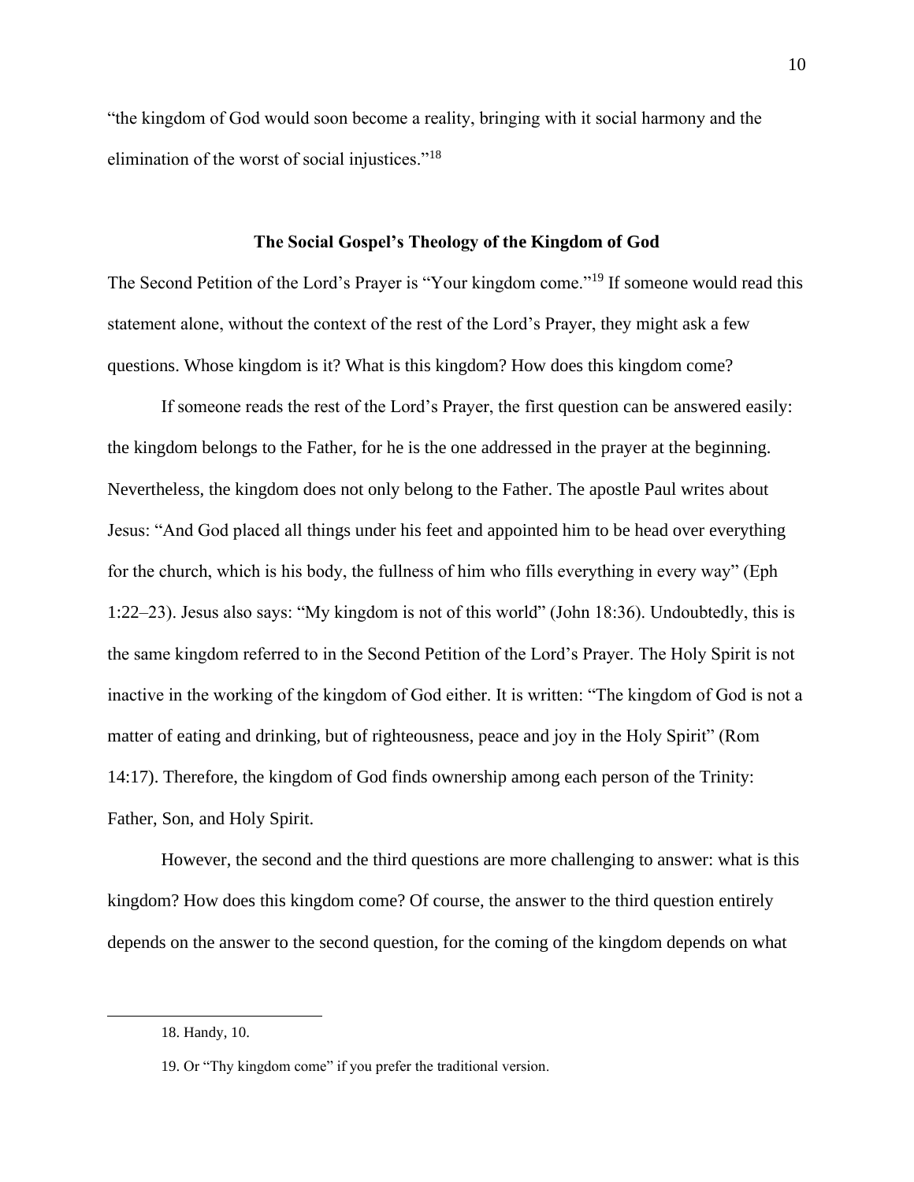"the kingdom of God would soon become a reality, bringing with it social harmony and the elimination of the worst of social injustices."[18]

## The Social Gospel's Theology of the Kingdom of God

The Second Petition of the Lord's Prayer is "Your kingdom come."[19] If someone would read this statement alone, without the context of the rest of the Lord's Prayer, they might ask a few questions. Whose kingdom is it? What is this kingdom? How does this kingdom come?

If someone reads the rest of the Lord's Prayer, the first question can be answered easily: the kingdom belongs to the Father, for he is the one addressed in the prayer at the beginning. Nevertheless, the kingdom does not only belong to the Father. The apostle Paul writes about Jesus: "And God placed all things under his feet and appointed him to be head over everything for the church, which is his body, the fullness of him who fills everything in every way" (Eph 1:22–23). Jesus also says: "My kingdom is not of this world" (John 18:36). Undoubtedly, this is the same kingdom referred to in the Second Petition of the Lord's Prayer. The Holy Spirit is not inactive in the working of the kingdom of God either. It is written: "The kingdom of God is not a matter of eating and drinking, but of righteousness, peace and joy in the Holy Spirit" (Rom 14:17). Therefore, the kingdom of God finds ownership among each person of the Trinity: Father, Son, and Holy Spirit.

However, the second and the third questions are more challenging to answer: what is this kingdom? How does this kingdom come? Of course, the answer to the third question entirely depends on the answer to the second question, for the coming of the kingdom depends on what

---

18. Handy, 10.

19. Or "Thy kingdom come" if you prefer the traditional version.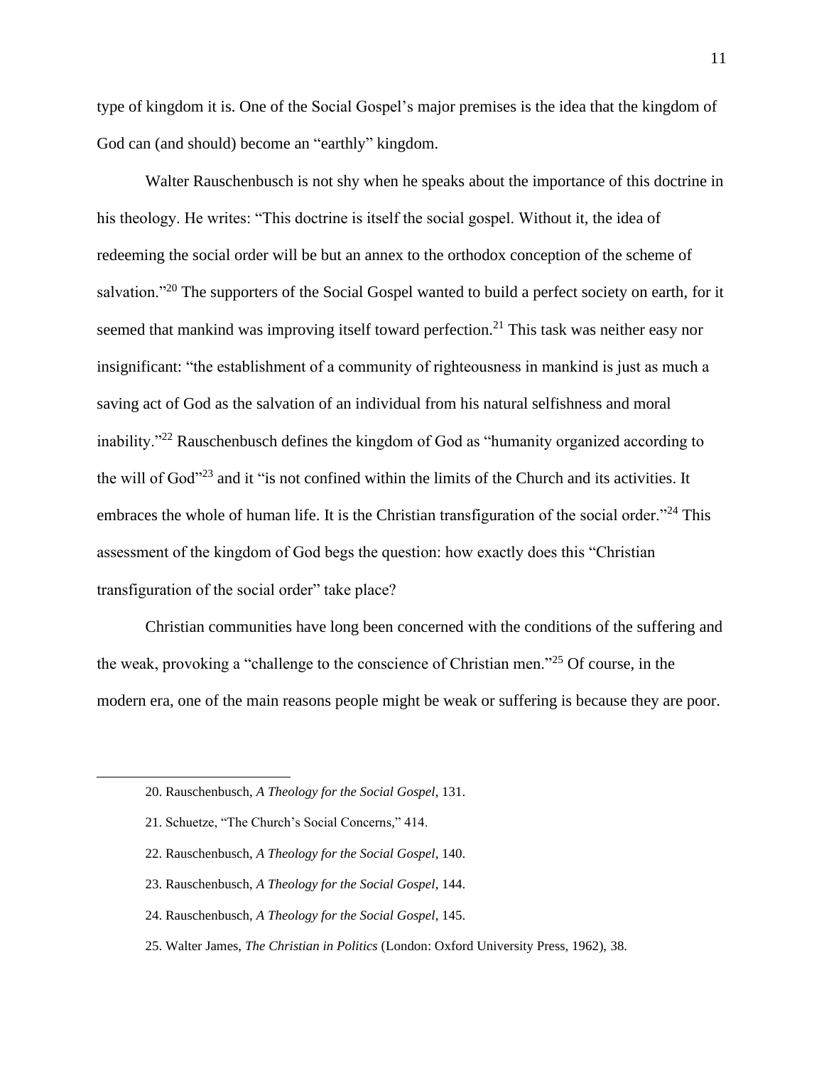type of kingdom it is. One of the Social Gospel's major premises is the idea that the kingdom of God can (and should) become an "earthly" kingdom.

Walter Rauschenbusch is not shy when he speaks about the importance of this doctrine in his theology. He writes: "This doctrine is itself the social gospel. Without it, the idea of redeeming the social order will be but an annex to the orthodox conception of the scheme of salvation."[20] The supporters of the Social Gospel wanted to build a perfect society on earth, for it seemed that mankind was improving itself toward perfection.[21] This task was neither easy nor insignificant: "the establishment of a community of righteousness in mankind is just as much a saving act of God as the salvation of an individual from his natural selfishness and moral inability."[22] Rauschenbusch defines the kingdom of God as "humanity organized according to the will of God"[23] and it "is not confined within the limits of the Church and its activities. It embraces the whole of human life. It is the Christian transfiguration of the social order."[24] This assessment of the kingdom of God begs the question: how exactly does this "Christian transfiguration of the social order" take place?

Christian communities have long been concerned with the conditions of the suffering and the weak, provoking a "challenge to the conscience of Christian men."[25] Of course, in the modern era, one of the main reasons people might be weak or suffering is because they are poor.

---

20. Rauschenbusch, *A Theology for the Social Gospel*, 131.

21. Schuetze, "The Church's Social Concerns," 414.

22. Rauschenbusch, *A Theology for the Social Gospel*, 140.

23. Rauschenbusch, *A Theology for the Social Gospel*, 144.

24. Rauschenbusch, *A Theology for the Social Gospel*, 145.

25. Walter James, *The Christian in Politics* (London: Oxford University Press, 1962), 38.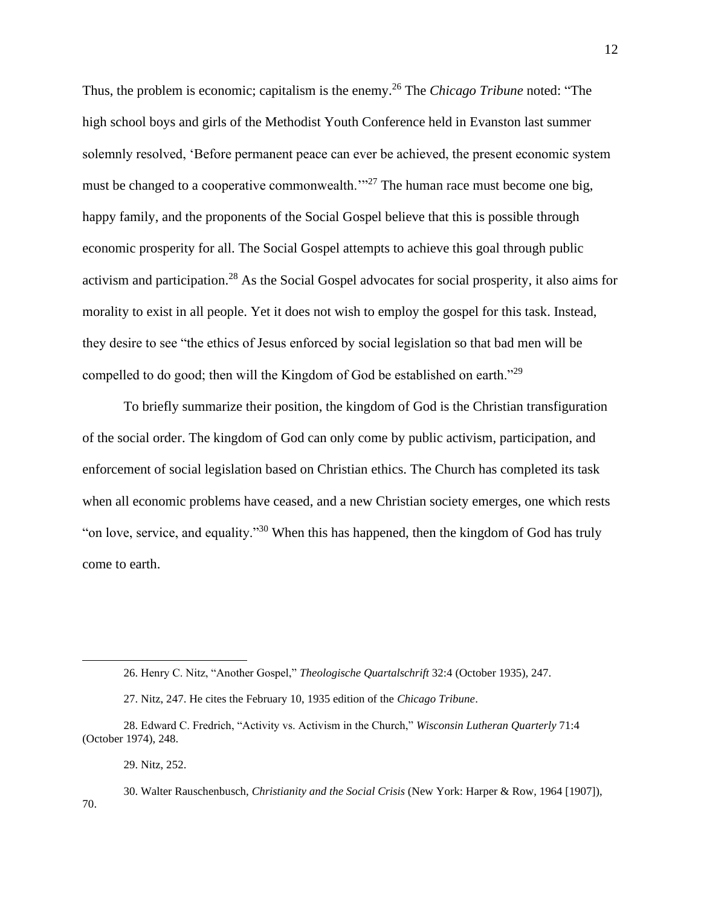Thus, the problem is economic; capitalism is the enemy.[26] The *Chicago Tribune* noted: "The high school boys and girls of the Methodist Youth Conference held in Evanston last summer solemnly resolved, 'Before permanent peace can ever be achieved, the present economic system must be changed to a cooperative commonwealth.'"[27] The human race must become one big, happy family, and the proponents of the Social Gospel believe that this is possible through economic prosperity for all. The Social Gospel attempts to achieve this goal through public activism and participation.[28] As the Social Gospel advocates for social prosperity, it also aims for morality to exist in all people. Yet it does not wish to employ the gospel for this task. Instead, they desire to see "the ethics of Jesus enforced by social legislation so that bad men will be compelled to do good; then will the Kingdom of God be established on earth."[29]

To briefly summarize their position, the kingdom of God is the Christian transfiguration of the social order. The kingdom of God can only come by public activism, participation, and enforcement of social legislation based on Christian ethics. The Church has completed its task when all economic problems have ceased, and a new Christian society emerges, one which rests "on love, service, and equality."[30] When this has happened, then the kingdom of God has truly come to earth.

---

26. Henry C. Nitz, "Another Gospel," *Theologische Quartalschrift* 32:4 (October 1935), 247.

27. Nitz, 247. He cites the February 10, 1935 edition of the *Chicago Tribune*.

28. Edward C. Fredrich, "Activity vs. Activism in the Church," *Wisconsin Lutheran Quarterly* 71:4 (October 1974), 248.

29. Nitz, 252.

30. Walter Rauschenbusch, *Christianity and the Social Crisis* (New York: Harper & Row, 1964 [1907]), 70.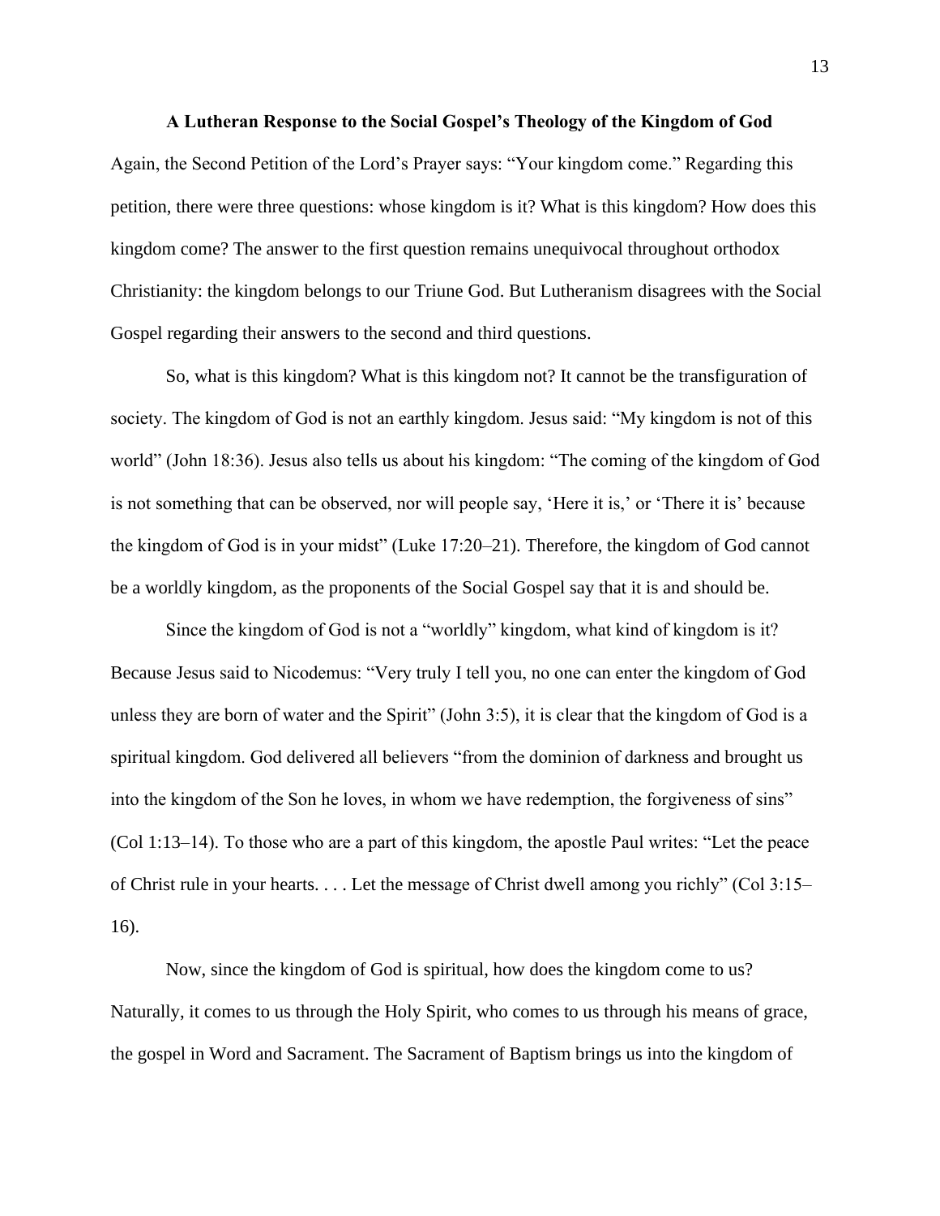## A Lutheran Response to the Social Gospel's Theology of the Kingdom of God

Again, the Second Petition of the Lord's Prayer says: "Your kingdom come." Regarding this petition, there were three questions: whose kingdom is it? What is this kingdom? How does this kingdom come? The answer to the first question remains unequivocal throughout orthodox Christianity: the kingdom belongs to our Triune God. But Lutheranism disagrees with the Social Gospel regarding their answers to the second and third questions.

So, what is this kingdom? What is this kingdom not? It cannot be the transfiguration of society. The kingdom of God is not an earthly kingdom. Jesus said: "My kingdom is not of this world" (John 18:36). Jesus also tells us about his kingdom: "The coming of the kingdom of God is not something that can be observed, nor will people say, 'Here it is,' or 'There it is' because the kingdom of God is in your midst" (Luke 17:20–21). Therefore, the kingdom of God cannot be a worldly kingdom, as the proponents of the Social Gospel say that it is and should be.

Since the kingdom of God is not a "worldly" kingdom, what kind of kingdom is it? Because Jesus said to Nicodemus: "Very truly I tell you, no one can enter the kingdom of God unless they are born of water and the Spirit" (John 3:5), it is clear that the kingdom of God is a spiritual kingdom. God delivered all believers "from the dominion of darkness and brought us into the kingdom of the Son he loves, in whom we have redemption, the forgiveness of sins" (Col 1:13–14). To those who are a part of this kingdom, the apostle Paul writes: "Let the peace of Christ rule in your hearts. . . . Let the message of Christ dwell among you richly" (Col 3:15–16).

Now, since the kingdom of God is spiritual, how does the kingdom come to us? Naturally, it comes to us through the Holy Spirit, who comes to us through his means of grace, the gospel in Word and Sacrament. The Sacrament of Baptism brings us into the kingdom of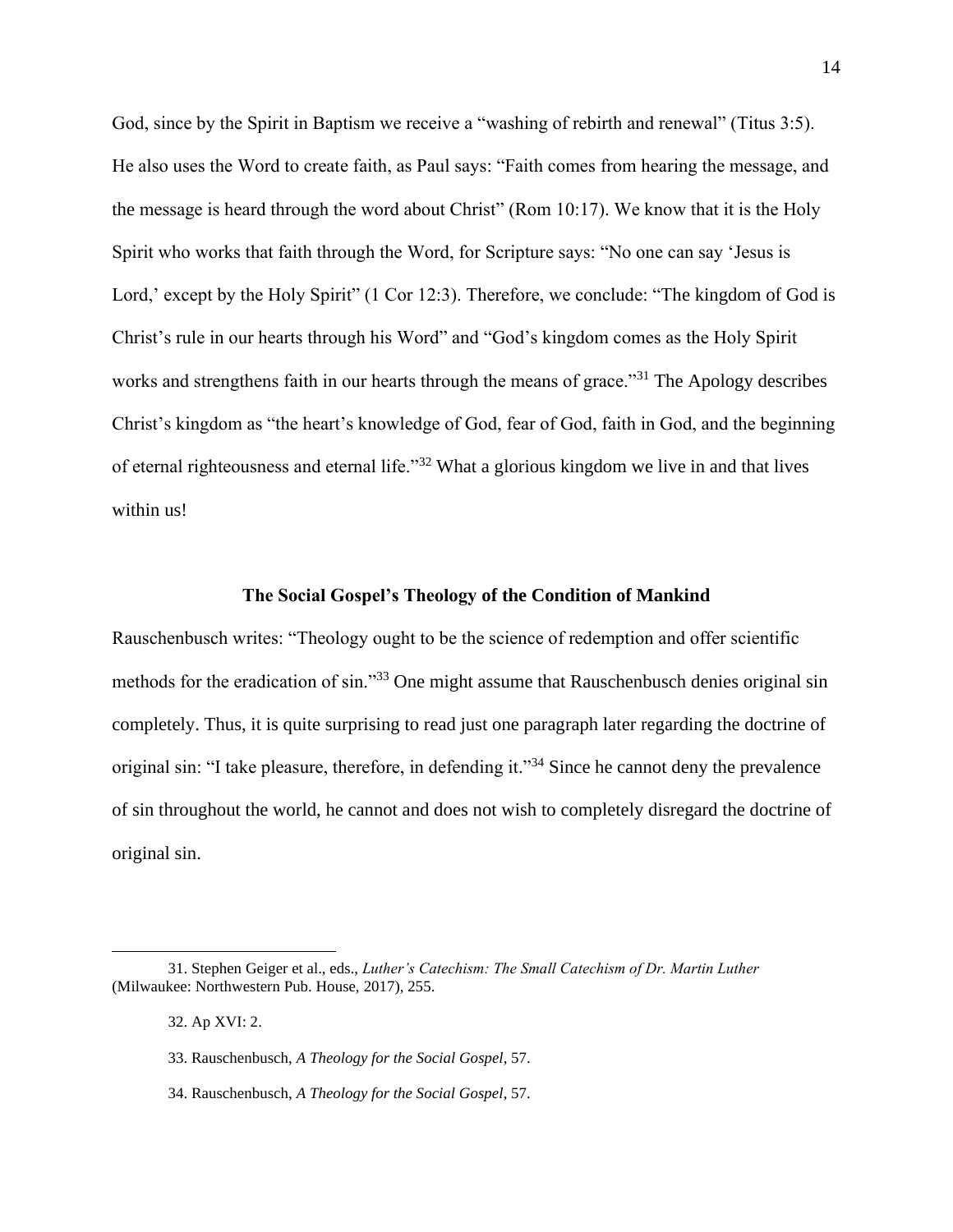God, since by the Spirit in Baptism we receive a "washing of rebirth and renewal" (Titus 3:5). He also uses the Word to create faith, as Paul says: "Faith comes from hearing the message, and the message is heard through the word about Christ" (Rom 10:17). We know that it is the Holy Spirit who works that faith through the Word, for Scripture says: "No one can say 'Jesus is Lord,' except by the Holy Spirit" (1 Cor 12:3). Therefore, we conclude: "The kingdom of God is Christ's rule in our hearts through his Word" and "God's kingdom comes as the Holy Spirit works and strengthens faith in our hearts through the means of grace."[31] The Apology describes Christ's kingdom as "the heart's knowledge of God, fear of God, faith in God, and the beginning of eternal righteousness and eternal life."[32] What a glorious kingdom we live in and that lives within us!

## The Social Gospel's Theology of the Condition of Mankind

Rauschenbusch writes: "Theology ought to be the science of redemption and offer scientific methods for the eradication of sin."[33] One might assume that Rauschenbusch denies original sin completely. Thus, it is quite surprising to read just one paragraph later regarding the doctrine of original sin: "I take pleasure, therefore, in defending it."[34] Since he cannot deny the prevalence of sin throughout the world, he cannot and does not wish to completely disregard the doctrine of original sin.

---

31. Stephen Geiger et al., eds., *Luther's Catechism: The Small Catechism of Dr. Martin Luther* (Milwaukee: Northwestern Pub. House, 2017), 255.

32. Ap XVI: 2.

33. Rauschenbusch, *A Theology for the Social Gospel*, 57.

34. Rauschenbusch, *A Theology for the Social Gospel*, 57.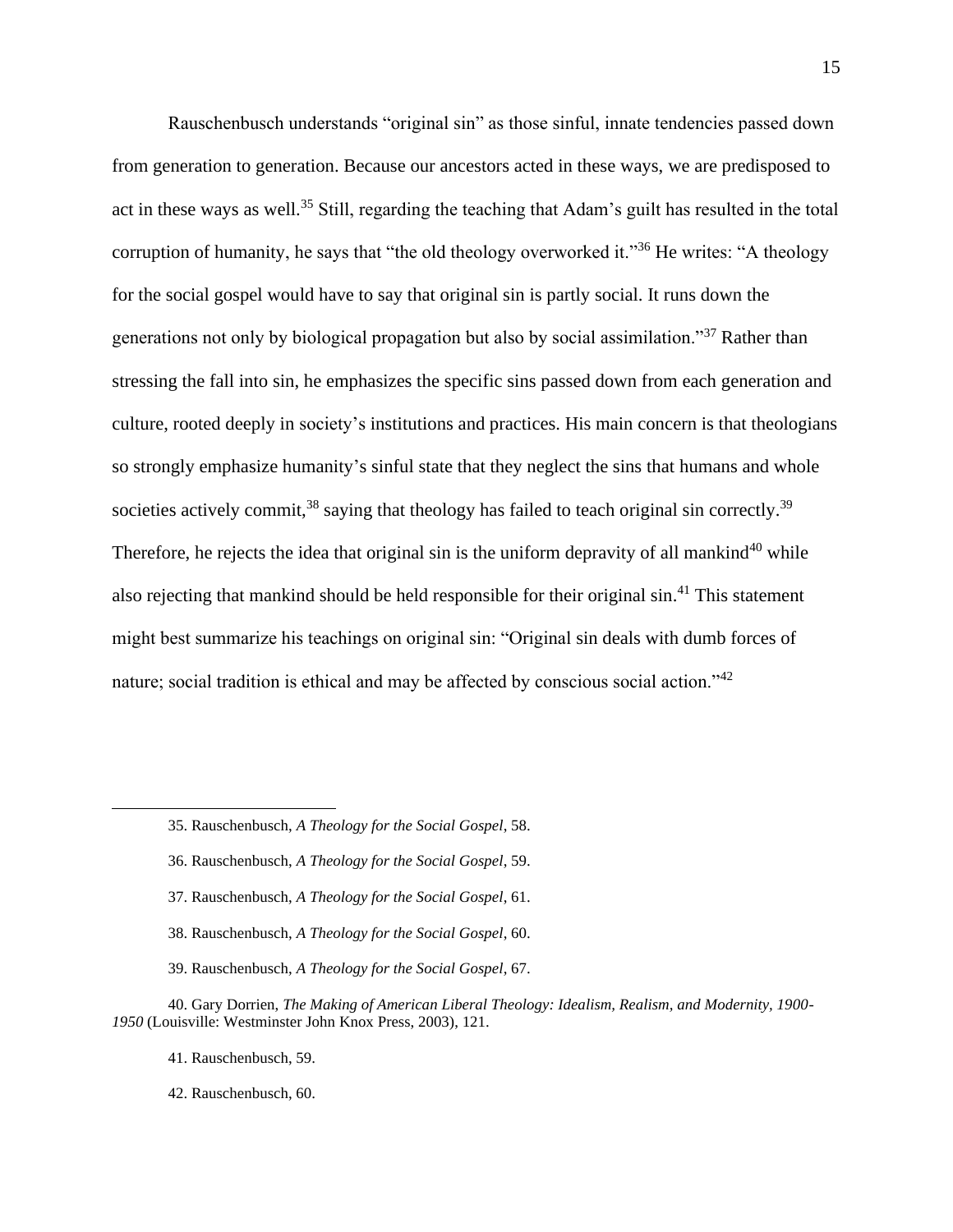Rauschenbusch understands "original sin" as those sinful, innate tendencies passed down from generation to generation. Because our ancestors acted in these ways, we are predisposed to act in these ways as well.[35] Still, regarding the teaching that Adam's guilt has resulted in the total corruption of humanity, he says that "the old theology overworked it."[36] He writes: "A theology for the social gospel would have to say that original sin is partly social. It runs down the generations not only by biological propagation but also by social assimilation."[37] Rather than stressing the fall into sin, he emphasizes the specific sins passed down from each generation and culture, rooted deeply in society's institutions and practices. His main concern is that theologians so strongly emphasize humanity's sinful state that they neglect the sins that humans and whole societies actively commit,[38] saying that theology has failed to teach original sin correctly.[39] Therefore, he rejects the idea that original sin is the uniform depravity of all mankind[40] while also rejecting that mankind should be held responsible for their original sin.[41] This statement might best summarize his teachings on original sin: "Original sin deals with dumb forces of nature; social tradition is ethical and may be affected by conscious social action."[42]

---

35. Rauschenbusch, *A Theology for the Social Gospel*, 58.

36. Rauschenbusch, *A Theology for the Social Gospel*, 59.

37. Rauschenbusch, *A Theology for the Social Gospel*, 61.

38. Rauschenbusch, *A Theology for the Social Gospel*, 60.

39. Rauschenbusch, *A Theology for the Social Gospel*, 67.

40. Gary Dorrien, *The Making of American Liberal Theology: Idealism, Realism, and Modernity, 1900-1950* (Louisville: Westminster John Knox Press, 2003), 121.

41. Rauschenbusch, 59.

42. Rauschenbusch, 60.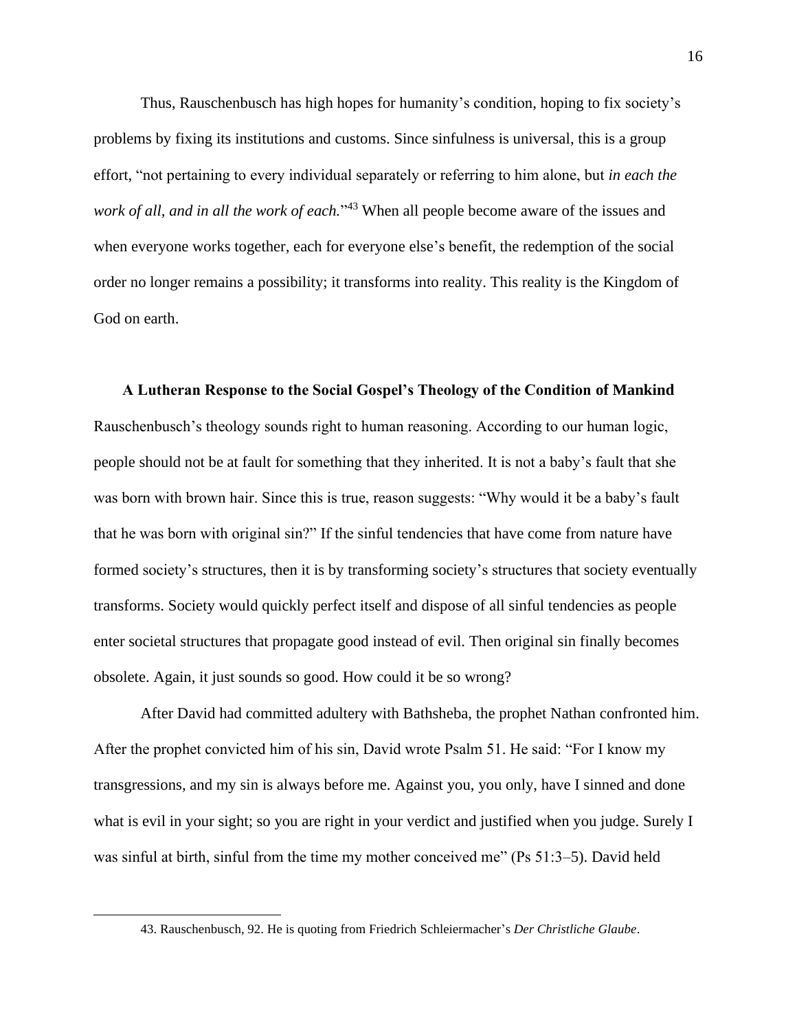Thus, Rauschenbusch has high hopes for humanity's condition, hoping to fix society's problems by fixing its institutions and customs. Since sinfulness is universal, this is a group effort, "not pertaining to every individual separately or referring to him alone, but *in each the work of all, and in all the work of each.*"[43] When all people become aware of the issues and when everyone works together, each for everyone else's benefit, the redemption of the social order no longer remains a possibility; it transforms into reality. This reality is the Kingdom of God on earth.

## A Lutheran Response to the Social Gospel's Theology of the Condition of Mankind

Rauschenbusch's theology sounds right to human reasoning. According to our human logic, people should not be at fault for something that they inherited. It is not a baby's fault that she was born with brown hair. Since this is true, reason suggests: "Why would it be a baby's fault that he was born with original sin?" If the sinful tendencies that have come from nature have formed society's structures, then it is by transforming society's structures that society eventually transforms. Society would quickly perfect itself and dispose of all sinful tendencies as people enter societal structures that propagate good instead of evil. Then original sin finally becomes obsolete. Again, it just sounds so good. How could it be so wrong?

After David had committed adultery with Bathsheba, the prophet Nathan confronted him. After the prophet convicted him of his sin, David wrote Psalm 51. He said: "For I know my transgressions, and my sin is always before me. Against you, you only, have I sinned and done what is evil in your sight; so you are right in your verdict and justified when you judge. Surely I was sinful at birth, sinful from the time my mother conceived me" (Ps 51:3–5). David held

---

43. Rauschenbusch, 92. He is quoting from Friedrich Schleiermacher's *Der Christliche Glaube*.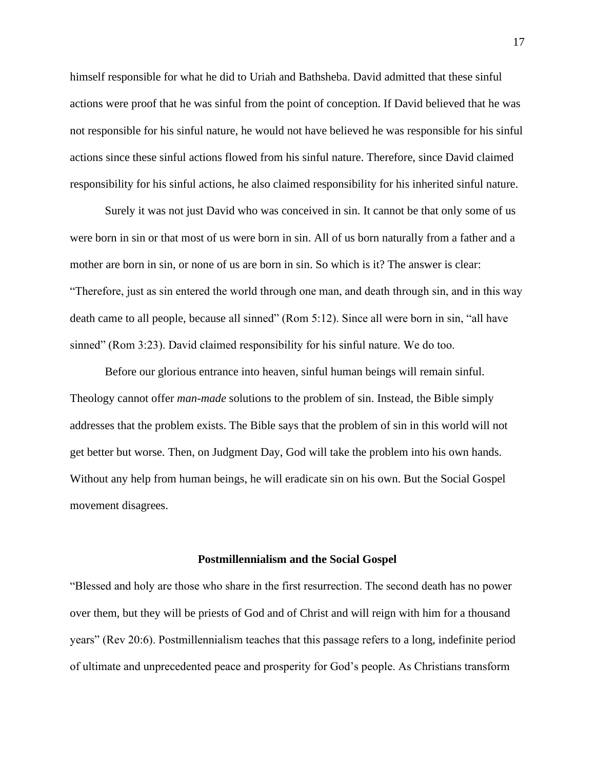himself responsible for what he did to Uriah and Bathsheba. David admitted that these sinful actions were proof that he was sinful from the point of conception. If David believed that he was not responsible for his sinful nature, he would not have believed he was responsible for his sinful actions since these sinful actions flowed from his sinful nature. Therefore, since David claimed responsibility for his sinful actions, he also claimed responsibility for his inherited sinful nature.

Surely it was not just David who was conceived in sin. It cannot be that only some of us were born in sin or that most of us were born in sin. All of us born naturally from a father and a mother are born in sin, or none of us are born in sin. So which is it? The answer is clear: "Therefore, just as sin entered the world through one man, and death through sin, and in this way death came to all people, because all sinned" (Rom 5:12). Since all were born in sin, "all have sinned" (Rom 3:23). David claimed responsibility for his sinful nature. We do too.

Before our glorious entrance into heaven, sinful human beings will remain sinful. Theology cannot offer *man-made* solutions to the problem of sin. Instead, the Bible simply addresses that the problem exists. The Bible says that the problem of sin in this world will not get better but worse. Then, on Judgment Day, God will take the problem into his own hands. Without any help from human beings, he will eradicate sin on his own. But the Social Gospel movement disagrees.

## Postmillennialism and the Social Gospel

"Blessed and holy are those who share in the first resurrection. The second death has no power over them, but they will be priests of God and of Christ and will reign with him for a thousand years" (Rev 20:6). Postmillennialism teaches that this passage refers to a long, indefinite period of ultimate and unprecedented peace and prosperity for God's people. As Christians transform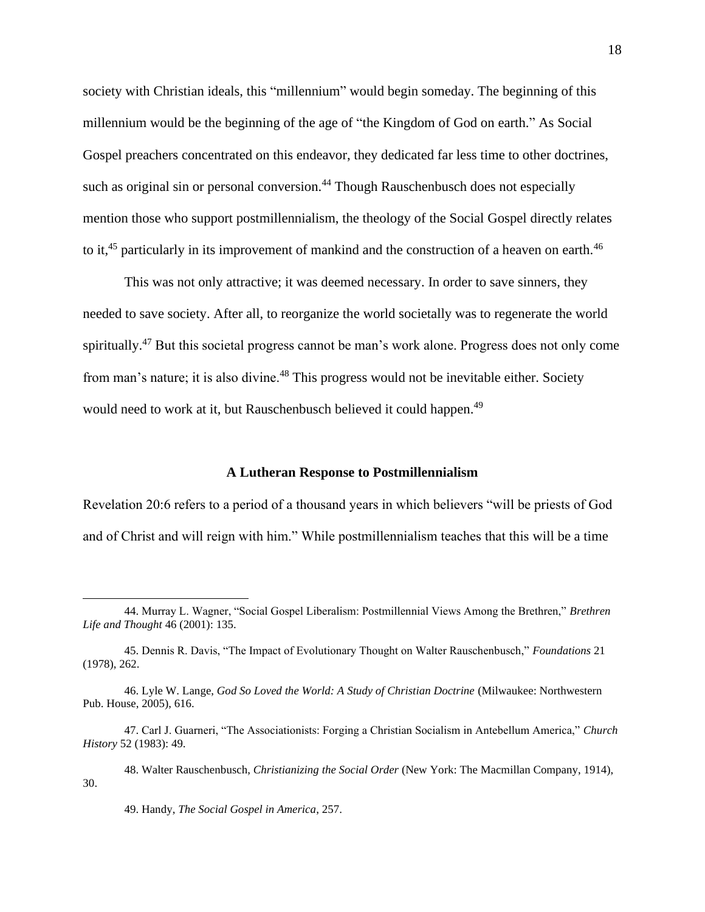society with Christian ideals, this "millennium" would begin someday. The beginning of this millennium would be the beginning of the age of "the Kingdom of God on earth." As Social Gospel preachers concentrated on this endeavor, they dedicated far less time to other doctrines, such as original sin or personal conversion.[44] Though Rauschenbusch does not especially mention those who support postmillennialism, the theology of the Social Gospel directly relates to it,[45] particularly in its improvement of mankind and the construction of a heaven on earth.[46]

This was not only attractive; it was deemed necessary. In order to save sinners, they needed to save society. After all, to reorganize the world societally was to regenerate the world spiritually.[47] But this societal progress cannot be man's work alone. Progress does not only come from man's nature; it is also divine.[48] This progress would not be inevitable either. Society would need to work at it, but Rauschenbusch believed it could happen.[49]

## A Lutheran Response to Postmillennialism

Revelation 20:6 refers to a period of a thousand years in which believers "will be priests of God and of Christ and will reign with him." While postmillennialism teaches that this will be a time

---

44. Murray L. Wagner, "Social Gospel Liberalism: Postmillennial Views Among the Brethren," *Brethren Life and Thought* 46 (2001): 135.

45. Dennis R. Davis, "The Impact of Evolutionary Thought on Walter Rauschenbusch," *Foundations* 21 (1978), 262.

46. Lyle W. Lange, *God So Loved the World: A Study of Christian Doctrine* (Milwaukee: Northwestern Pub. House, 2005), 616.

47. Carl J. Guarneri, "The Associationists: Forging a Christian Socialism in Antebellum America," *Church History* 52 (1983): 49.

48. Walter Rauschenbusch, *Christianizing the Social Order* (New York: The Macmillan Company, 1914), 30.

49. Handy, *The Social Gospel in America*, 257.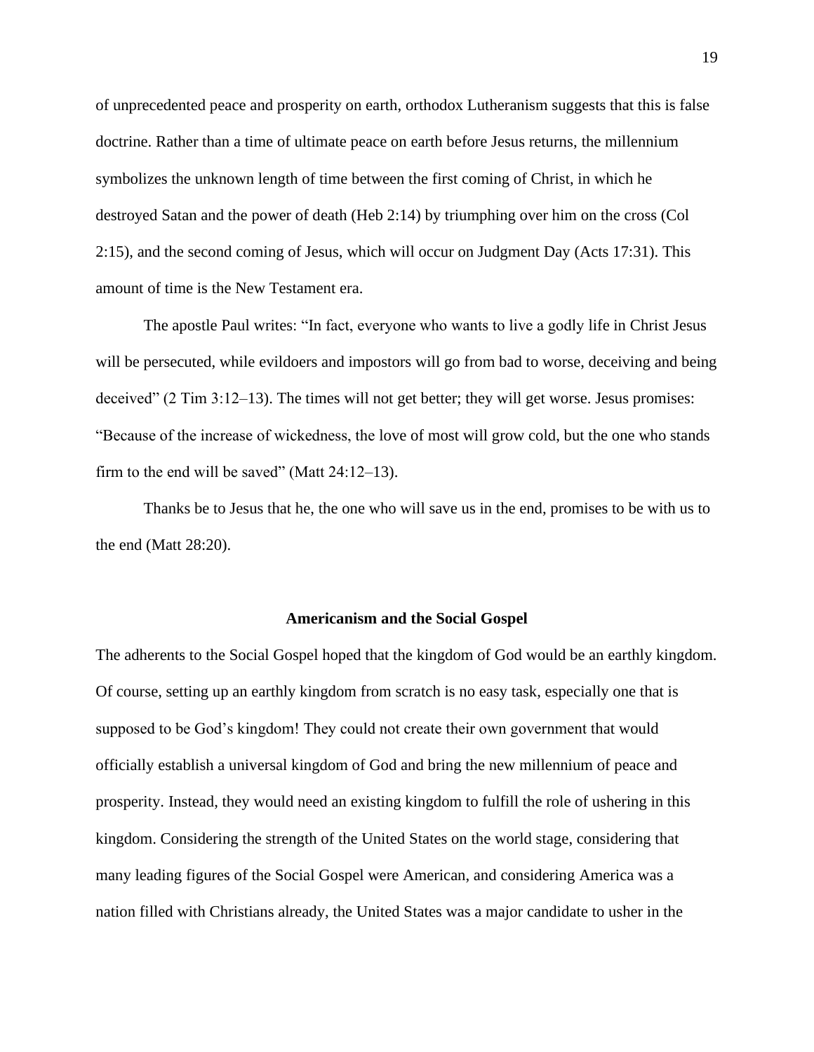of unprecedented peace and prosperity on earth, orthodox Lutheranism suggests that this is false doctrine. Rather than a time of ultimate peace on earth before Jesus returns, the millennium symbolizes the unknown length of time between the first coming of Christ, in which he destroyed Satan and the power of death (Heb 2:14) by triumphing over him on the cross (Col 2:15), and the second coming of Jesus, which will occur on Judgment Day (Acts 17:31). This amount of time is the New Testament era.

The apostle Paul writes: "In fact, everyone who wants to live a godly life in Christ Jesus will be persecuted, while evildoers and impostors will go from bad to worse, deceiving and being deceived" (2 Tim 3:12–13). The times will not get better; they will get worse. Jesus promises: "Because of the increase of wickedness, the love of most will grow cold, but the one who stands firm to the end will be saved" (Matt 24:12–13).

Thanks be to Jesus that he, the one who will save us in the end, promises to be with us to the end (Matt 28:20).

## Americanism and the Social Gospel

The adherents to the Social Gospel hoped that the kingdom of God would be an earthly kingdom. Of course, setting up an earthly kingdom from scratch is no easy task, especially one that is supposed to be God's kingdom! They could not create their own government that would officially establish a universal kingdom of God and bring the new millennium of peace and prosperity. Instead, they would need an existing kingdom to fulfill the role of ushering in this kingdom. Considering the strength of the United States on the world stage, considering that many leading figures of the Social Gospel were American, and considering America was a nation filled with Christians already, the United States was a major candidate to usher in the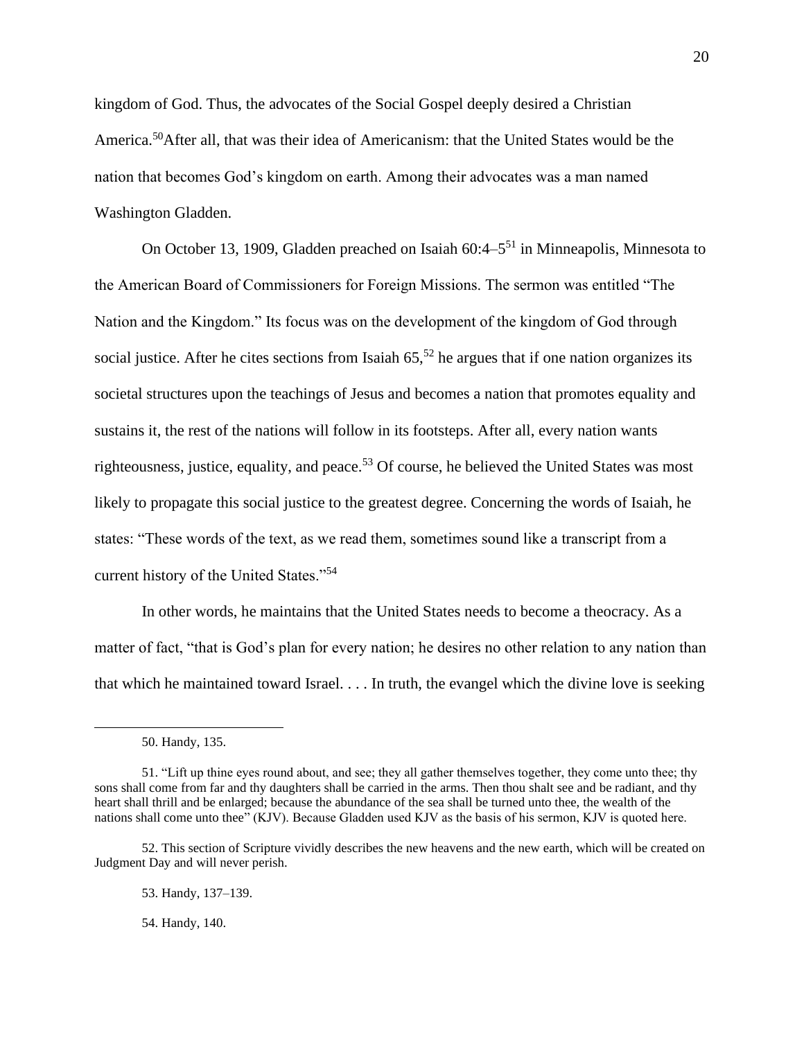kingdom of God. Thus, the advocates of the Social Gospel deeply desired a Christian America.[50]After all, that was their idea of Americanism: that the United States would be the nation that becomes God's kingdom on earth. Among their advocates was a man named Washington Gladden.

On October 13, 1909, Gladden preached on Isaiah 60:4–5[51] in Minneapolis, Minnesota to the American Board of Commissioners for Foreign Missions. The sermon was entitled "The Nation and the Kingdom." Its focus was on the development of the kingdom of God through social justice. After he cites sections from Isaiah 65,[52] he argues that if one nation organizes its societal structures upon the teachings of Jesus and becomes a nation that promotes equality and sustains it, the rest of the nations will follow in its footsteps. After all, every nation wants righteousness, justice, equality, and peace.[53] Of course, he believed the United States was most likely to propagate this social justice to the greatest degree. Concerning the words of Isaiah, he states: "These words of the text, as we read them, sometimes sound like a transcript from a current history of the United States."[54]

In other words, he maintains that the United States needs to become a theocracy. As a matter of fact, "that is God's plan for every nation; he desires no other relation to any nation than that which he maintained toward Israel. . . . In truth, the evangel which the divine love is seeking

---

50. Handy, 135.

51. "Lift up thine eyes round about, and see; they all gather themselves together, they come unto thee; thy sons shall come from far and thy daughters shall be carried in the arms. Then thou shalt see and be radiant, and thy heart shall thrill and be enlarged; because the abundance of the sea shall be turned unto thee, the wealth of the nations shall come unto thee" (KJV). Because Gladden used KJV as the basis of his sermon, KJV is quoted here.

52. This section of Scripture vividly describes the new heavens and the new earth, which will be created on Judgment Day and will never perish.

53. Handy, 137–139.

54. Handy, 140.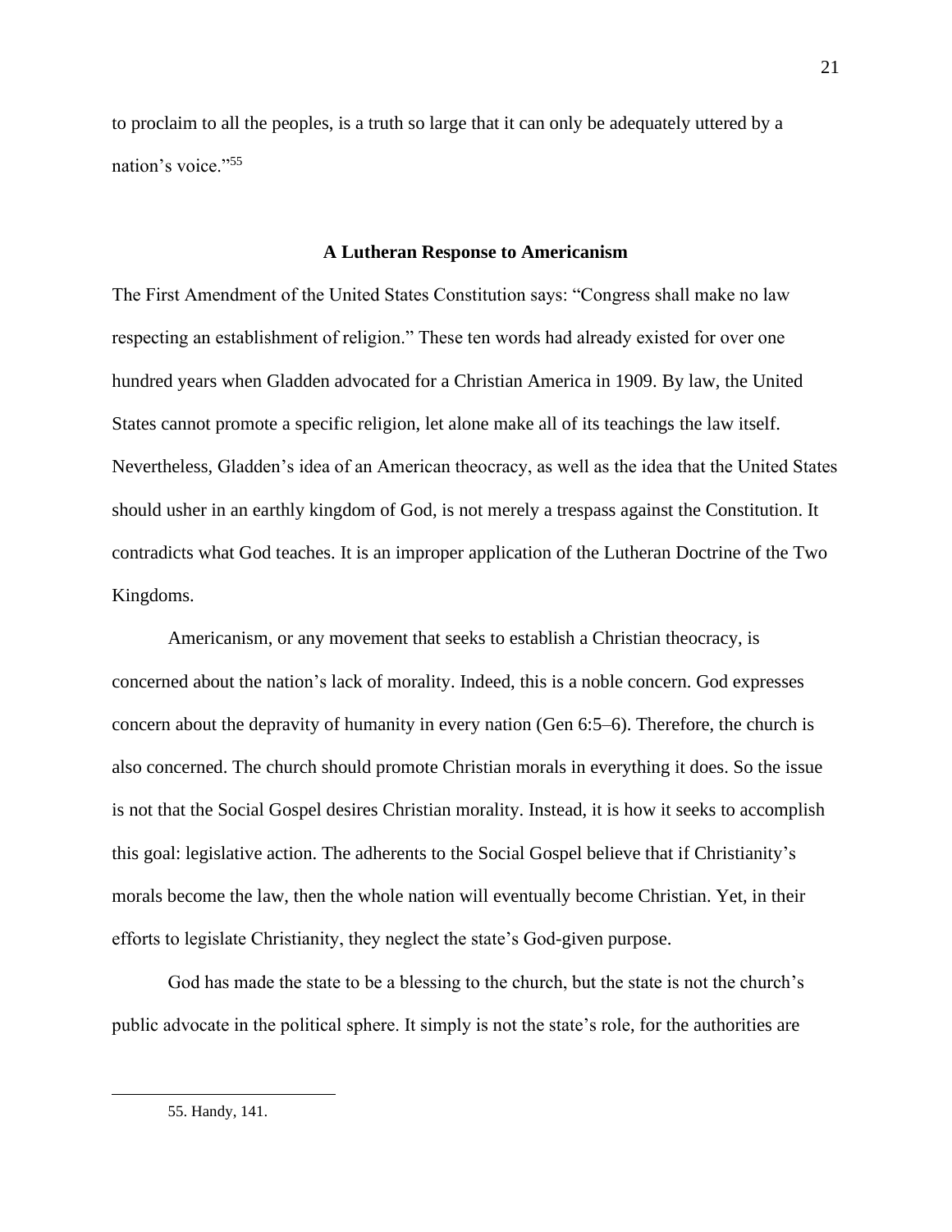to proclaim to all the peoples, is a truth so large that it can only be adequately uttered by a nation's voice."[55]

### A Lutheran Response to Americanism

The First Amendment of the United States Constitution says: "Congress shall make no law respecting an establishment of religion." These ten words had already existed for over one hundred years when Gladden advocated for a Christian America in 1909. By law, the United States cannot promote a specific religion, let alone make all of its teachings the law itself. Nevertheless, Gladden's idea of an American theocracy, as well as the idea that the United States should usher in an earthly kingdom of God, is not merely a trespass against the Constitution. It contradicts what God teaches. It is an improper application of the Lutheran Doctrine of the Two Kingdoms.

Americanism, or any movement that seeks to establish a Christian theocracy, is concerned about the nation's lack of morality. Indeed, this is a noble concern. God expresses concern about the depravity of humanity in every nation (Gen 6:5–6). Therefore, the church is also concerned. The church should promote Christian morals in everything it does. So the issue is not that the Social Gospel desires Christian morality. Instead, it is how it seeks to accomplish this goal: legislative action. The adherents to the Social Gospel believe that if Christianity's morals become the law, then the whole nation will eventually become Christian. Yet, in their efforts to legislate Christianity, they neglect the state's God-given purpose.

God has made the state to be a blessing to the church, but the state is not the church's public advocate in the political sphere. It simply is not the state's role, for the authorities are

---

55. Handy, 141.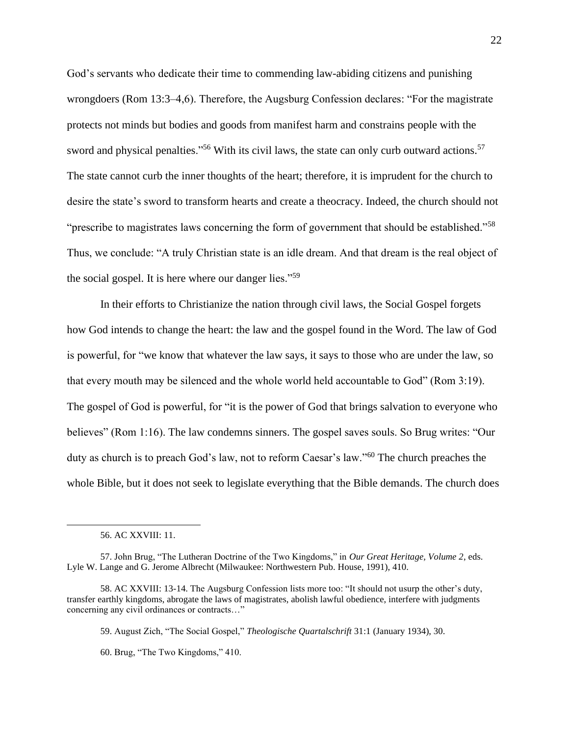God's servants who dedicate their time to commending law-abiding citizens and punishing wrongdoers (Rom 13:3–4,6). Therefore, the Augsburg Confession declares: "For the magistrate protects not minds but bodies and goods from manifest harm and constrains people with the sword and physical penalties."[56] With its civil laws, the state can only curb outward actions.[57] The state cannot curb the inner thoughts of the heart; therefore, it is imprudent for the church to desire the state's sword to transform hearts and create a theocracy. Indeed, the church should not "prescribe to magistrates laws concerning the form of government that should be established."[58] Thus, we conclude: "A truly Christian state is an idle dream. And that dream is the real object of the social gospel. It is here where our danger lies."[59]

In their efforts to Christianize the nation through civil laws, the Social Gospel forgets how God intends to change the heart: the law and the gospel found in the Word. The law of God is powerful, for "we know that whatever the law says, it says to those who are under the law, so that every mouth may be silenced and the whole world held accountable to God" (Rom 3:19). The gospel of God is powerful, for "it is the power of God that brings salvation to everyone who believes" (Rom 1:16). The law condemns sinners. The gospel saves souls. So Brug writes: "Our duty as church is to preach God's law, not to reform Caesar's law."[60] The church preaches the whole Bible, but it does not seek to legislate everything that the Bible demands. The church does

---

56. AC XXVIII: 11.

57. John Brug, "The Lutheran Doctrine of the Two Kingdoms," in *Our Great Heritage, Volume 2*, eds. Lyle W. Lange and G. Jerome Albrecht (Milwaukee: Northwestern Pub. House, 1991), 410.

58. AC XXVIII: 13-14. The Augsburg Confession lists more too: "It should not usurp the other's duty, transfer earthly kingdoms, abrogate the laws of magistrates, abolish lawful obedience, interfere with judgments concerning any civil ordinances or contracts…"

59. August Zich, "The Social Gospel," *Theologische Quartalschrift* 31:1 (January 1934), 30.

60. Brug, "The Two Kingdoms," 410.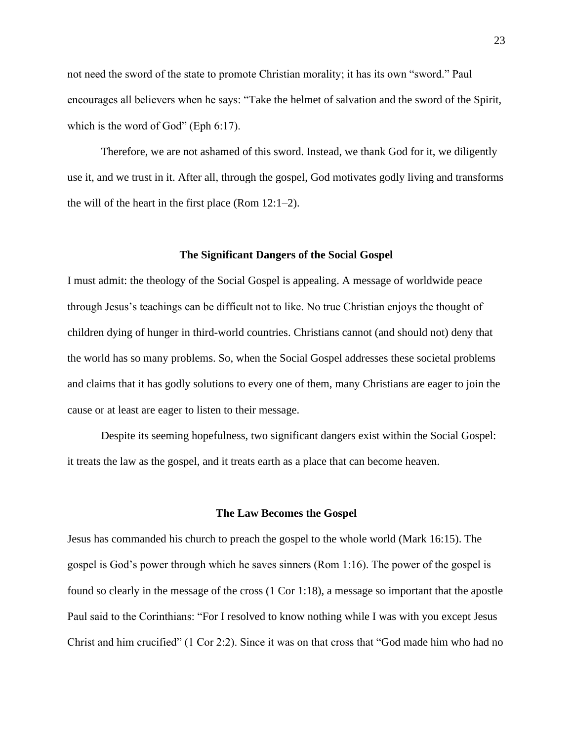not need the sword of the state to promote Christian morality; it has its own "sword." Paul encourages all believers when he says: "Take the helmet of salvation and the sword of the Spirit, which is the word of God" (Eph 6:17).

Therefore, we are not ashamed of this sword. Instead, we thank God for it, we diligently use it, and we trust in it. After all, through the gospel, God motivates godly living and transforms the will of the heart in the first place (Rom 12:1–2).

## The Significant Dangers of the Social Gospel

I must admit: the theology of the Social Gospel is appealing. A message of worldwide peace through Jesus's teachings can be difficult not to like. No true Christian enjoys the thought of children dying of hunger in third-world countries. Christians cannot (and should not) deny that the world has so many problems. So, when the Social Gospel addresses these societal problems and claims that it has godly solutions to every one of them, many Christians are eager to join the cause or at least are eager to listen to their message.

Despite its seeming hopefulness, two significant dangers exist within the Social Gospel: it treats the law as the gospel, and it treats earth as a place that can become heaven.

### The Law Becomes the Gospel

Jesus has commanded his church to preach the gospel to the whole world (Mark 16:15). The gospel is God's power through which he saves sinners (Rom 1:16). The power of the gospel is found so clearly in the message of the cross (1 Cor 1:18), a message so important that the apostle Paul said to the Corinthians: "For I resolved to know nothing while I was with you except Jesus Christ and him crucified" (1 Cor 2:2). Since it was on that cross that "God made him who had no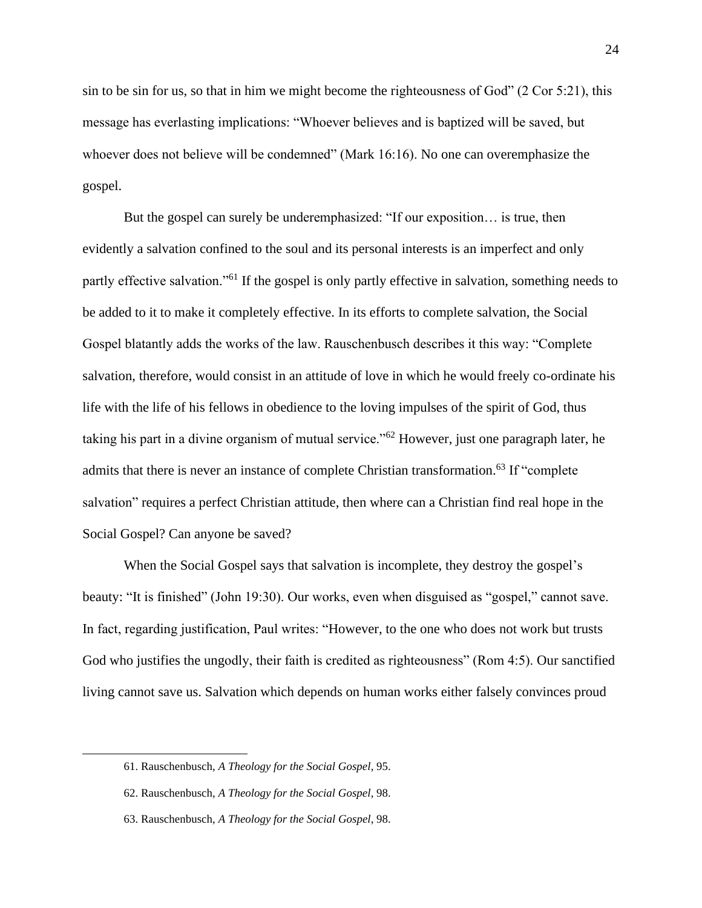sin to be sin for us, so that in him we might become the righteousness of God" (2 Cor 5:21), this message has everlasting implications: "Whoever believes and is baptized will be saved, but whoever does not believe will be condemned" (Mark 16:16). No one can overemphasize the gospel.

But the gospel can surely be underemphasized: "If our exposition… is true, then evidently a salvation confined to the soul and its personal interests is an imperfect and only partly effective salvation."[61] If the gospel is only partly effective in salvation, something needs to be added to it to make it completely effective. In its efforts to complete salvation, the Social Gospel blatantly adds the works of the law. Rauschenbusch describes it this way: "Complete salvation, therefore, would consist in an attitude of love in which he would freely co-ordinate his life with the life of his fellows in obedience to the loving impulses of the spirit of God, thus taking his part in a divine organism of mutual service."[62] However, just one paragraph later, he admits that there is never an instance of complete Christian transformation.[63] If "complete salvation" requires a perfect Christian attitude, then where can a Christian find real hope in the Social Gospel? Can anyone be saved?

When the Social Gospel says that salvation is incomplete, they destroy the gospel's beauty: "It is finished" (John 19:30). Our works, even when disguised as "gospel," cannot save. In fact, regarding justification, Paul writes: "However, to the one who does not work but trusts God who justifies the ungodly, their faith is credited as righteousness" (Rom 4:5). Our sanctified living cannot save us. Salvation which depends on human works either falsely convinces proud

---

61. Rauschenbusch, *A Theology for the Social Gospel*, 95.

62. Rauschenbusch, *A Theology for the Social Gospel*, 98.

63. Rauschenbusch, *A Theology for the Social Gospel*, 98.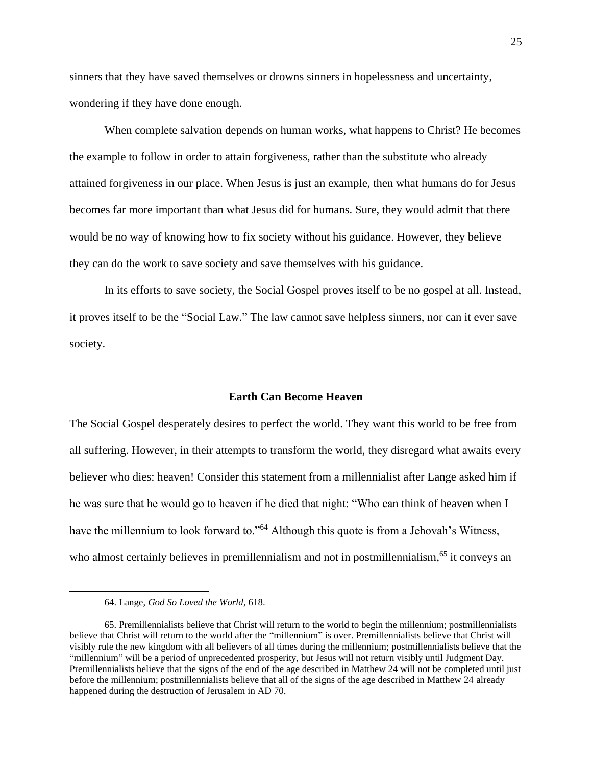sinners that they have saved themselves or drowns sinners in hopelessness and uncertainty, wondering if they have done enough.

When complete salvation depends on human works, what happens to Christ? He becomes the example to follow in order to attain forgiveness, rather than the substitute who already attained forgiveness in our place. When Jesus is just an example, then what humans do for Jesus becomes far more important than what Jesus did for humans. Sure, they would admit that there would be no way of knowing how to fix society without his guidance. However, they believe they can do the work to save society and save themselves with his guidance.

In its efforts to save society, the Social Gospel proves itself to be no gospel at all. Instead, it proves itself to be the "Social Law." The law cannot save helpless sinners, nor can it ever save society.

## Earth Can Become Heaven

The Social Gospel desperately desires to perfect the world. They want this world to be free from all suffering. However, in their attempts to transform the world, they disregard what awaits every believer who dies: heaven! Consider this statement from a millennialist after Lange asked him if he was sure that he would go to heaven if he died that night: "Who can think of heaven when I have the millennium to look forward to."[64] Although this quote is from a Jehovah's Witness, who almost certainly believes in premillennialism and not in postmillennialism,[65] it conveys an

---

64. Lange, *God So Loved the World*, 618.

65. Premillennialists believe that Christ will return to the world to begin the millennium; postmillennialists believe that Christ will return to the world after the "millennium" is over. Premillennialists believe that Christ will visibly rule the new kingdom with all believers of all times during the millennium; postmillennialists believe that the "millennium" will be a period of unprecedented prosperity, but Jesus will not return visibly until Judgment Day. Premillennialists believe that the signs of the end of the age described in Matthew 24 will not be completed until just before the millennium; postmillennialists believe that all of the signs of the age described in Matthew 24 already happened during the destruction of Jerusalem in AD 70.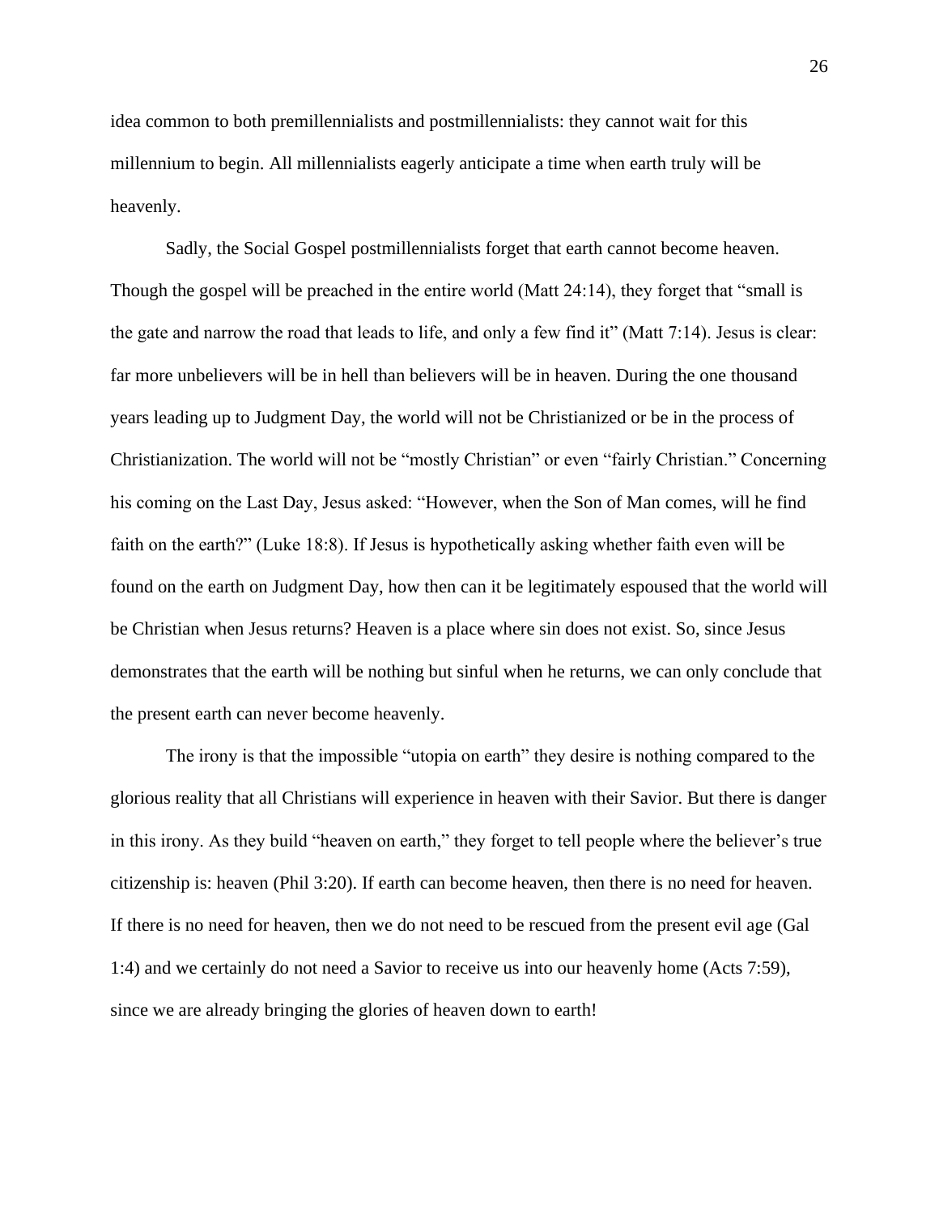idea common to both premillennialists and postmillennialists: they cannot wait for this millennium to begin. All millennialists eagerly anticipate a time when earth truly will be heavenly.

Sadly, the Social Gospel postmillennialists forget that earth cannot become heaven. Though the gospel will be preached in the entire world (Matt 24:14), they forget that "small is the gate and narrow the road that leads to life, and only a few find it" (Matt 7:14). Jesus is clear: far more unbelievers will be in hell than believers will be in heaven. During the one thousand years leading up to Judgment Day, the world will not be Christianized or be in the process of Christianization. The world will not be "mostly Christian" or even "fairly Christian." Concerning his coming on the Last Day, Jesus asked: "However, when the Son of Man comes, will he find faith on the earth?" (Luke 18:8). If Jesus is hypothetically asking whether faith even will be found on the earth on Judgment Day, how then can it be legitimately espoused that the world will be Christian when Jesus returns? Heaven is a place where sin does not exist. So, since Jesus demonstrates that the earth will be nothing but sinful when he returns, we can only conclude that the present earth can never become heavenly.

The irony is that the impossible "utopia on earth" they desire is nothing compared to the glorious reality that all Christians will experience in heaven with their Savior. But there is danger in this irony. As they build "heaven on earth," they forget to tell people where the believer's true citizenship is: heaven (Phil 3:20). If earth can become heaven, then there is no need for heaven. If there is no need for heaven, then we do not need to be rescued from the present evil age (Gal 1:4) and we certainly do not need a Savior to receive us into our heavenly home (Acts 7:59), since we are already bringing the glories of heaven down to earth!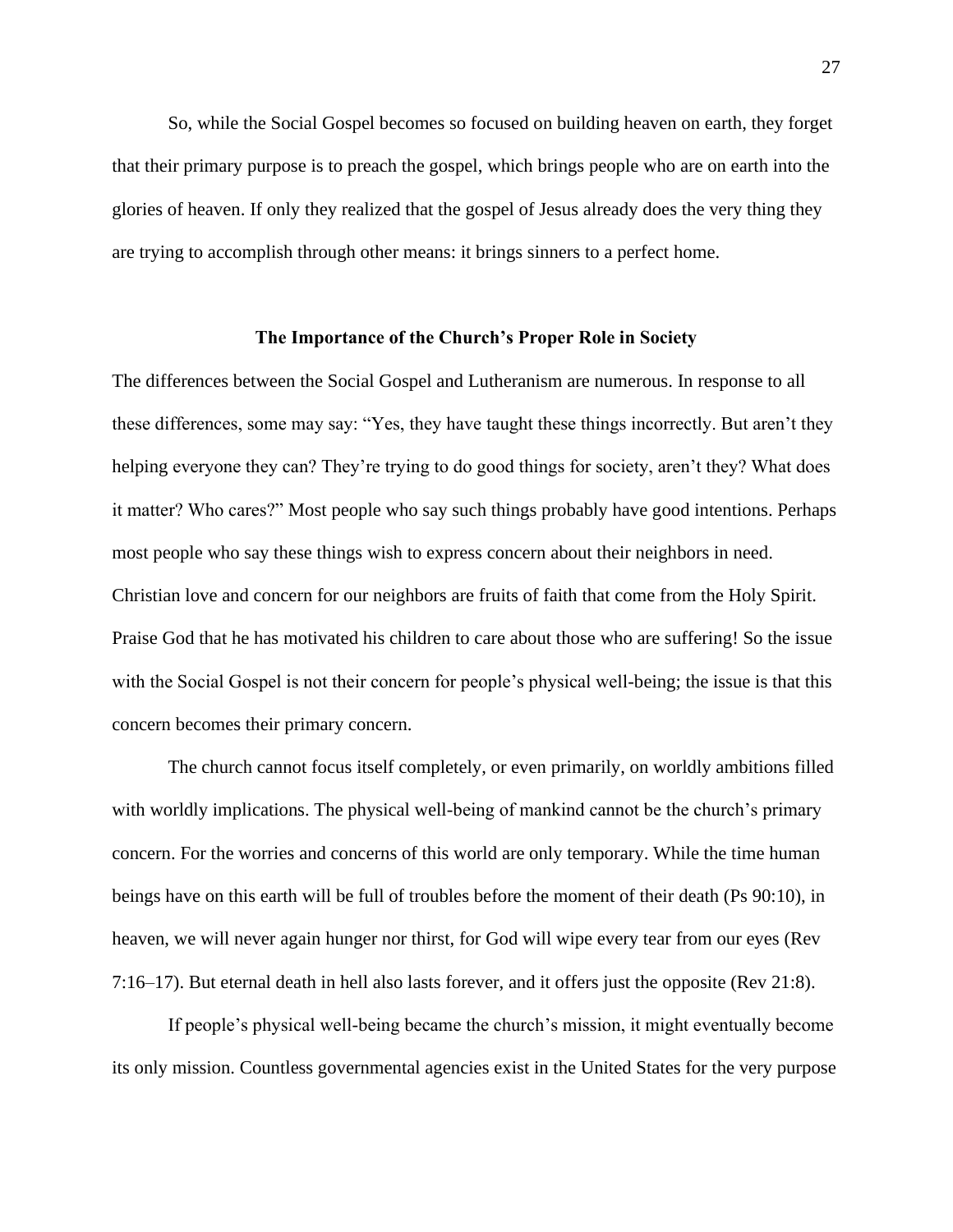So, while the Social Gospel becomes so focused on building heaven on earth, they forget that their primary purpose is to preach the gospel, which brings people who are on earth into the glories of heaven. If only they realized that the gospel of Jesus already does the very thing they are trying to accomplish through other means: it brings sinners to a perfect home.

### The Importance of the Church's Proper Role in Society

The differences between the Social Gospel and Lutheranism are numerous. In response to all these differences, some may say: "Yes, they have taught these things incorrectly. But aren't they helping everyone they can? They're trying to do good things for society, aren't they? What does it matter? Who cares?" Most people who say such things probably have good intentions. Perhaps most people who say these things wish to express concern about their neighbors in need. Christian love and concern for our neighbors are fruits of faith that come from the Holy Spirit. Praise God that he has motivated his children to care about those who are suffering! So the issue with the Social Gospel is not their concern for people's physical well-being; the issue is that this concern becomes their primary concern.

The church cannot focus itself completely, or even primarily, on worldly ambitions filled with worldly implications. The physical well-being of mankind cannot be the church's primary concern. For the worries and concerns of this world are only temporary. While the time human beings have on this earth will be full of troubles before the moment of their death (Ps 90:10), in heaven, we will never again hunger nor thirst, for God will wipe every tear from our eyes (Rev 7:16–17). But eternal death in hell also lasts forever, and it offers just the opposite (Rev 21:8).

If people's physical well-being became the church's mission, it might eventually become its only mission. Countless governmental agencies exist in the United States for the very purpose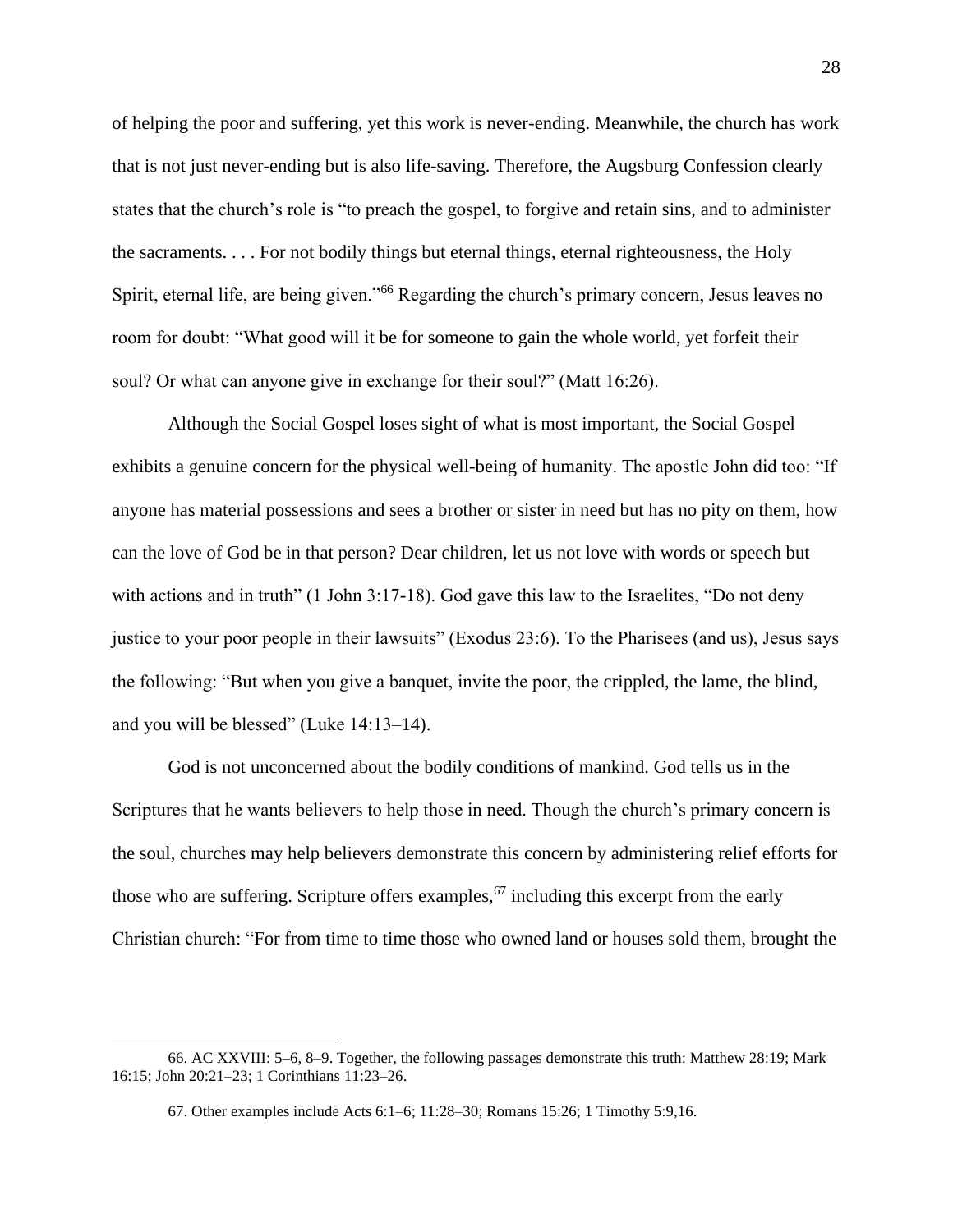of helping the poor and suffering, yet this work is never-ending. Meanwhile, the church has work that is not just never-ending but is also life-saving. Therefore, the Augsburg Confession clearly states that the church's role is "to preach the gospel, to forgive and retain sins, and to administer the sacraments. . . . For not bodily things but eternal things, eternal righteousness, the Holy Spirit, eternal life, are being given."[66] Regarding the church's primary concern, Jesus leaves no room for doubt: "What good will it be for someone to gain the whole world, yet forfeit their soul? Or what can anyone give in exchange for their soul?" (Matt 16:26).

Although the Social Gospel loses sight of what is most important, the Social Gospel exhibits a genuine concern for the physical well-being of humanity. The apostle John did too: "If anyone has material possessions and sees a brother or sister in need but has no pity on them, how can the love of God be in that person? Dear children, let us not love with words or speech but with actions and in truth" (1 John 3:17-18). God gave this law to the Israelites, "Do not deny justice to your poor people in their lawsuits" (Exodus 23:6). To the Pharisees (and us), Jesus says the following: "But when you give a banquet, invite the poor, the crippled, the lame, the blind, and you will be blessed" (Luke 14:13–14).

God is not unconcerned about the bodily conditions of mankind. God tells us in the Scriptures that he wants believers to help those in need. Though the church's primary concern is the soul, churches may help believers demonstrate this concern by administering relief efforts for those who are suffering. Scripture offers examples,[67] including this excerpt from the early Christian church: "For from time to time those who owned land or houses sold them, brought the

---

66. AC XXVIII: 5–6, 8–9. Together, the following passages demonstrate this truth: Matthew 28:19; Mark 16:15; John 20:21–23; 1 Corinthians 11:23–26.

67. Other examples include Acts 6:1–6; 11:28–30; Romans 15:26; 1 Timothy 5:9,16.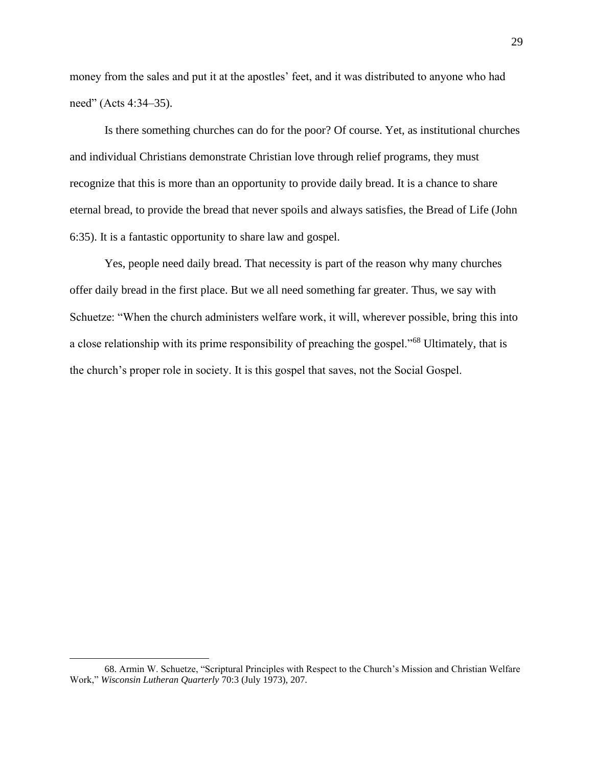money from the sales and put it at the apostles' feet, and it was distributed to anyone who had need" (Acts 4:34–35).

Is there something churches can do for the poor? Of course. Yet, as institutional churches and individual Christians demonstrate Christian love through relief programs, they must recognize that this is more than an opportunity to provide daily bread. It is a chance to share eternal bread, to provide the bread that never spoils and always satisfies, the Bread of Life (John 6:35). It is a fantastic opportunity to share law and gospel.

Yes, people need daily bread. That necessity is part of the reason why many churches offer daily bread in the first place. But we all need something far greater. Thus, we say with Schuetze: "When the church administers welfare work, it will, wherever possible, bring this into a close relationship with its prime responsibility of preaching the gospel."[68] Ultimately, that is the church's proper role in society. It is this gospel that saves, not the Social Gospel.

---

68. Armin W. Schuetze, "Scriptural Principles with Respect to the Church's Mission and Christian Welfare Work," *Wisconsin Lutheran Quarterly* 70:3 (July 1973), 207.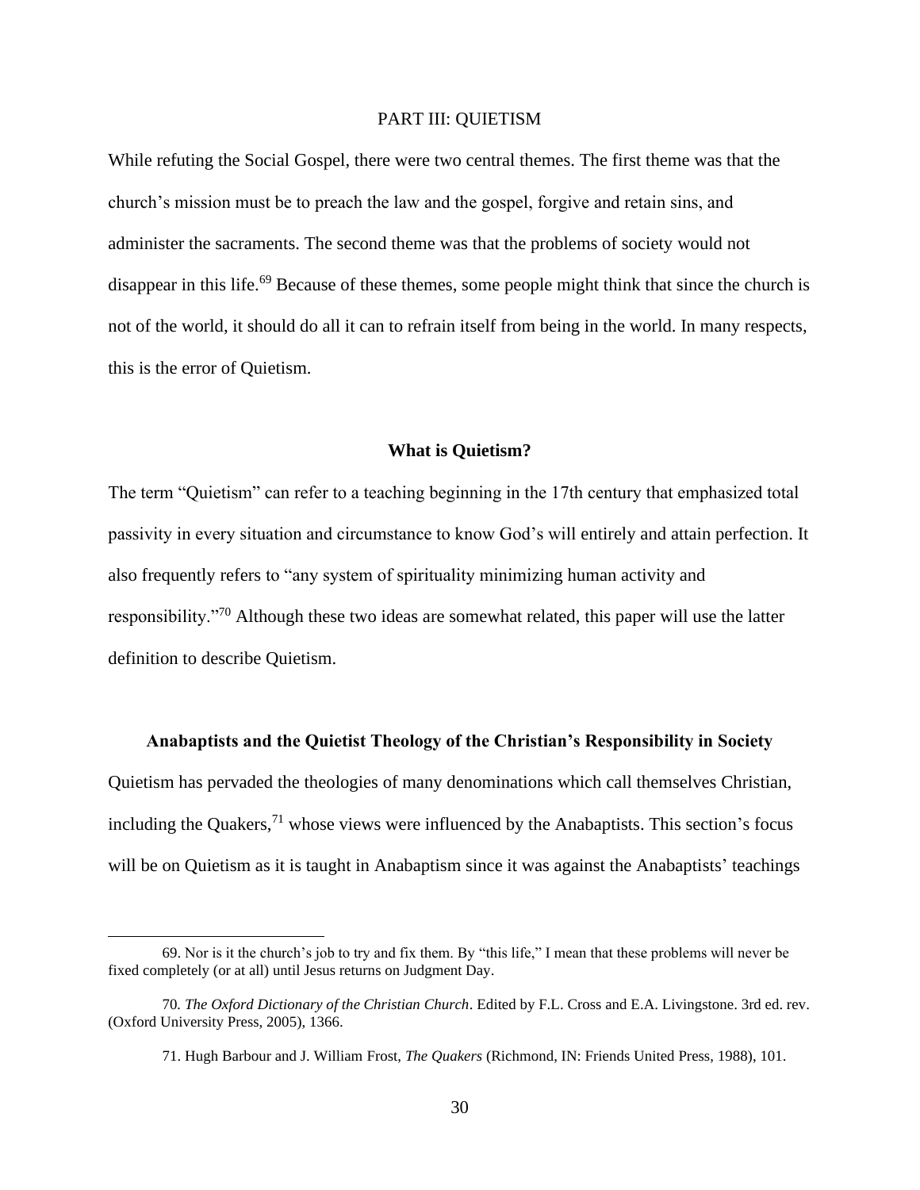## PART III: QUIETISM

While refuting the Social Gospel, there were two central themes. The first theme was that the church's mission must be to preach the law and the gospel, forgive and retain sins, and administer the sacraments. The second theme was that the problems of society would not disappear in this life.[69] Because of these themes, some people might think that since the church is not of the world, it should do all it can to refrain itself from being in the world. In many respects, this is the error of Quietism.

### What is Quietism?

The term "Quietism" can refer to a teaching beginning in the 17th century that emphasized total passivity in every situation and circumstance to know God's will entirely and attain perfection. It also frequently refers to "any system of spirituality minimizing human activity and responsibility."[70] Although these two ideas are somewhat related, this paper will use the latter definition to describe Quietism.

### Anabaptists and the Quietist Theology of the Christian's Responsibility in Society

Quietism has pervaded the theologies of many denominations which call themselves Christian, including the Quakers,[71] whose views were influenced by the Anabaptists. This section's focus will be on Quietism as it is taught in Anabaptism since it was against the Anabaptists' teachings

---

69. Nor is it the church's job to try and fix them. By "this life," I mean that these problems will never be fixed completely (or at all) until Jesus returns on Judgment Day.

70. *The Oxford Dictionary of the Christian Church*. Edited by F.L. Cross and E.A. Livingstone. 3rd ed. rev. (Oxford University Press, 2005), 1366.

71. Hugh Barbour and J. William Frost, *The Quakers* (Richmond, IN: Friends United Press, 1988), 101.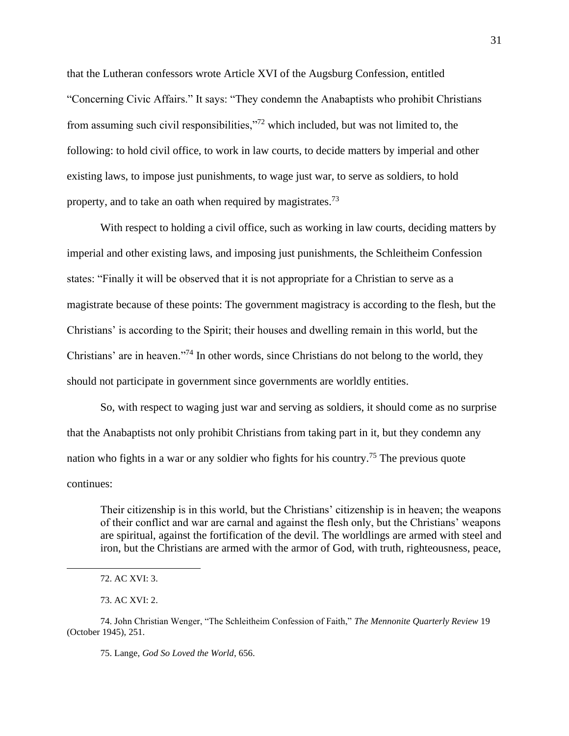that the Lutheran confessors wrote Article XVI of the Augsburg Confession, entitled "Concerning Civic Affairs." It says: "They condemn the Anabaptists who prohibit Christians from assuming such civil responsibilities,"[72] which included, but was not limited to, the following: to hold civil office, to work in law courts, to decide matters by imperial and other existing laws, to impose just punishments, to wage just war, to serve as soldiers, to hold property, and to take an oath when required by magistrates.[73]

With respect to holding a civil office, such as working in law courts, deciding matters by imperial and other existing laws, and imposing just punishments, the Schleitheim Confession states: "Finally it will be observed that it is not appropriate for a Christian to serve as a magistrate because of these points: The government magistracy is according to the flesh, but the Christians' is according to the Spirit; their houses and dwelling remain in this world, but the Christians' are in heaven."[74] In other words, since Christians do not belong to the world, they should not participate in government since governments are worldly entities.

So, with respect to waging just war and serving as soldiers, it should come as no surprise that the Anabaptists not only prohibit Christians from taking part in it, but they condemn any nation who fights in a war or any soldier who fights for his country.[75] The previous quote continues:

> Their citizenship is in this world, but the Christians' citizenship is in heaven; the weapons of their conflict and war are carnal and against the flesh only, but the Christians' weapons are spiritual, against the fortification of the devil. The worldlings are armed with steel and iron, but the Christians are armed with the armor of God, with truth, righteousness, peace,

---

72. AC XVI: 3.

73. AC XVI: 2.

74. John Christian Wenger, "The Schleitheim Confession of Faith," *The Mennonite Quarterly Review* 19 (October 1945), 251.

75. Lange, *God So Loved the World*, 656.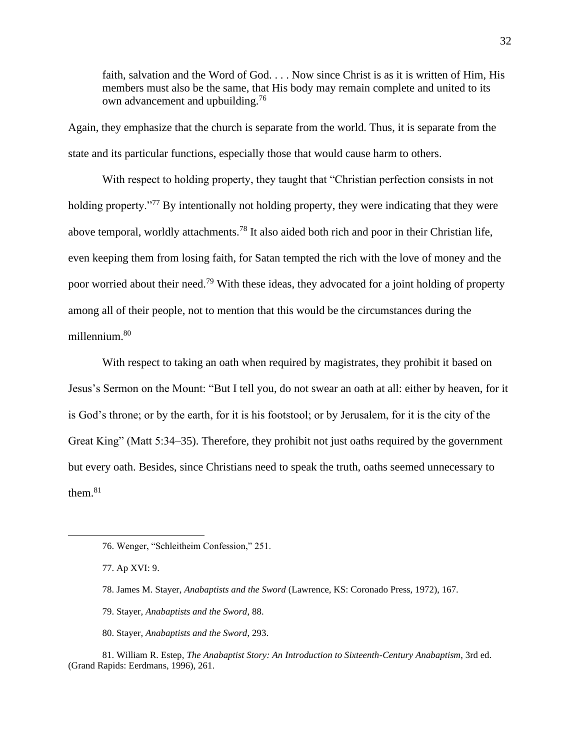> faith, salvation and the Word of God. . . . Now since Christ is as it is written of Him, His members must also be the same, that His body may remain complete and united to its own advancement and upbuilding.[76]

Again, they emphasize that the church is separate from the world. Thus, it is separate from the state and its particular functions, especially those that would cause harm to others.

With respect to holding property, they taught that "Christian perfection consists in not holding property."[77] By intentionally not holding property, they were indicating that they were above temporal, worldly attachments.[78] It also aided both rich and poor in their Christian life, even keeping them from losing faith, for Satan tempted the rich with the love of money and the poor worried about their need.[79] With these ideas, they advocated for a joint holding of property among all of their people, not to mention that this would be the circumstances during the millennium.[80]

With respect to taking an oath when required by magistrates, they prohibit it based on Jesus's Sermon on the Mount: "But I tell you, do not swear an oath at all: either by heaven, for it is God's throne; or by the earth, for it is his footstool; or by Jerusalem, for it is the city of the Great King" (Matt 5:34–35). Therefore, they prohibit not just oaths required by the government but every oath. Besides, since Christians need to speak the truth, oaths seemed unnecessary to them.[81]

---

76. Wenger, "Schleitheim Confession," 251.

77. Ap XVI: 9.

78. James M. Stayer, *Anabaptists and the Sword* (Lawrence, KS: Coronado Press, 1972), 167.

79. Stayer, *Anabaptists and the Sword*, 88.

80. Stayer, *Anabaptists and the Sword*, 293.

81. William R. Estep, *The Anabaptist Story: An Introduction to Sixteenth-Century Anabaptism*, 3rd ed. (Grand Rapids: Eerdmans, 1996), 261.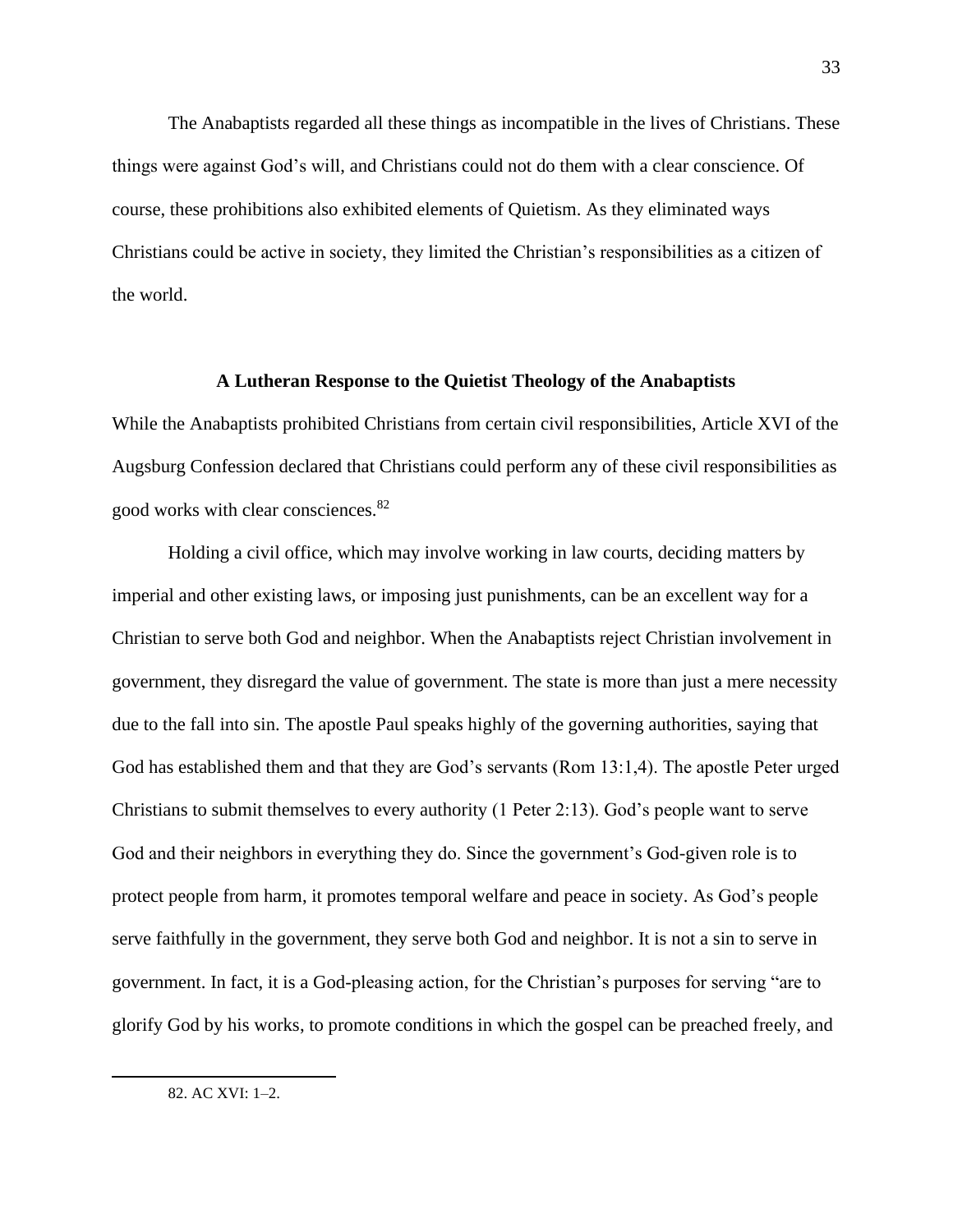The Anabaptists regarded all these things as incompatible in the lives of Christians. These things were against God's will, and Christians could not do them with a clear conscience. Of course, these prohibitions also exhibited elements of Quietism. As they eliminated ways Christians could be active in society, they limited the Christian's responsibilities as a citizen of the world.

### A Lutheran Response to the Quietist Theology of the Anabaptists

While the Anabaptists prohibited Christians from certain civil responsibilities, Article XVI of the Augsburg Confession declared that Christians could perform any of these civil responsibilities as good works with clear consciences.[82]

Holding a civil office, which may involve working in law courts, deciding matters by imperial and other existing laws, or imposing just punishments, can be an excellent way for a Christian to serve both God and neighbor. When the Anabaptists reject Christian involvement in government, they disregard the value of government. The state is more than just a mere necessity due to the fall into sin. The apostle Paul speaks highly of the governing authorities, saying that God has established them and that they are God's servants (Rom 13:1,4). The apostle Peter urged Christians to submit themselves to every authority (1 Peter 2:13). God's people want to serve God and their neighbors in everything they do. Since the government's God-given role is to protect people from harm, it promotes temporal welfare and peace in society. As God's people serve faithfully in the government, they serve both God and neighbor. It is not a sin to serve in government. In fact, it is a God-pleasing action, for the Christian's purposes for serving "are to glorify God by his works, to promote conditions in which the gospel can be preached freely, and

82. AC XVI: 1–2.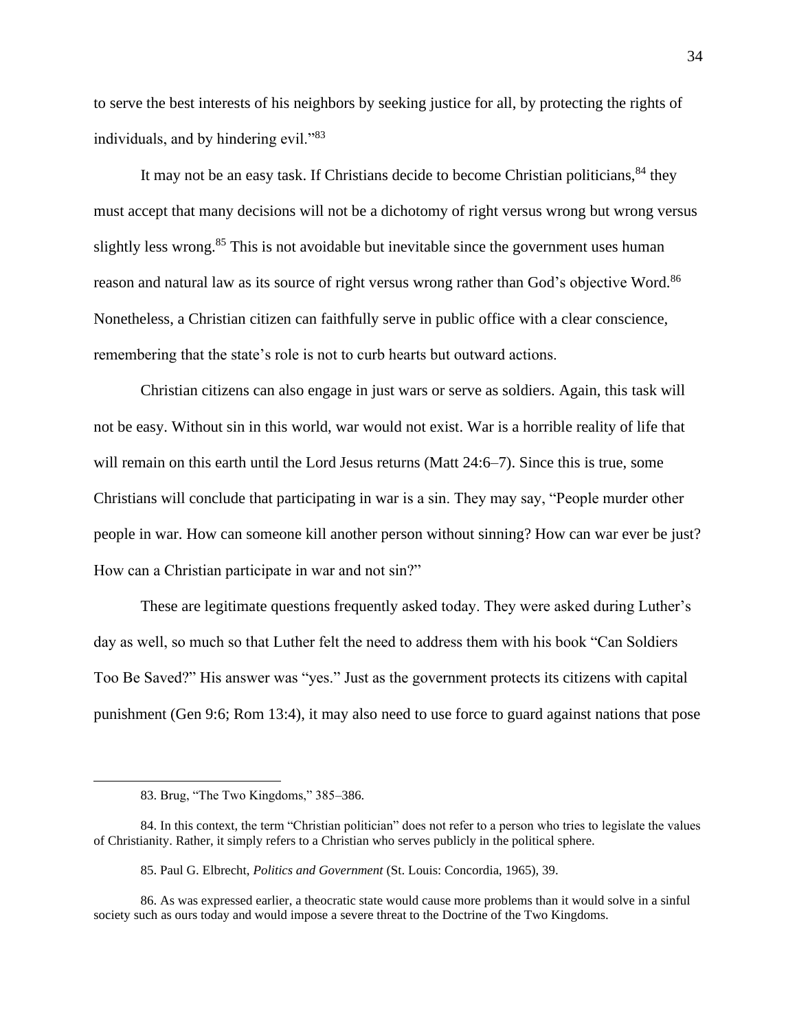to serve the best interests of his neighbors by seeking justice for all, by protecting the rights of individuals, and by hindering evil."[83]

It may not be an easy task. If Christians decide to become Christian politicians,[84] they must accept that many decisions will not be a dichotomy of right versus wrong but wrong versus slightly less wrong.[85] This is not avoidable but inevitable since the government uses human reason and natural law as its source of right versus wrong rather than God's objective Word.[86] Nonetheless, a Christian citizen can faithfully serve in public office with a clear conscience, remembering that the state's role is not to curb hearts but outward actions.

Christian citizens can also engage in just wars or serve as soldiers. Again, this task will not be easy. Without sin in this world, war would not exist. War is a horrible reality of life that will remain on this earth until the Lord Jesus returns (Matt 24:6–7). Since this is true, some Christians will conclude that participating in war is a sin. They may say, "People murder other people in war. How can someone kill another person without sinning? How can war ever be just? How can a Christian participate in war and not sin?"

These are legitimate questions frequently asked today. They were asked during Luther's day as well, so much so that Luther felt the need to address them with his book "Can Soldiers Too Be Saved?" His answer was "yes." Just as the government protects its citizens with capital punishment (Gen 9:6; Rom 13:4), it may also need to use force to guard against nations that pose

---

83. Brug, "The Two Kingdoms," 385–386.

84. In this context, the term "Christian politician" does not refer to a person who tries to legislate the values of Christianity. Rather, it simply refers to a Christian who serves publicly in the political sphere.

85. Paul G. Elbrecht, *Politics and Government* (St. Louis: Concordia, 1965), 39.

86. As was expressed earlier, a theocratic state would cause more problems than it would solve in a sinful society such as ours today and would impose a severe threat to the Doctrine of the Two Kingdoms.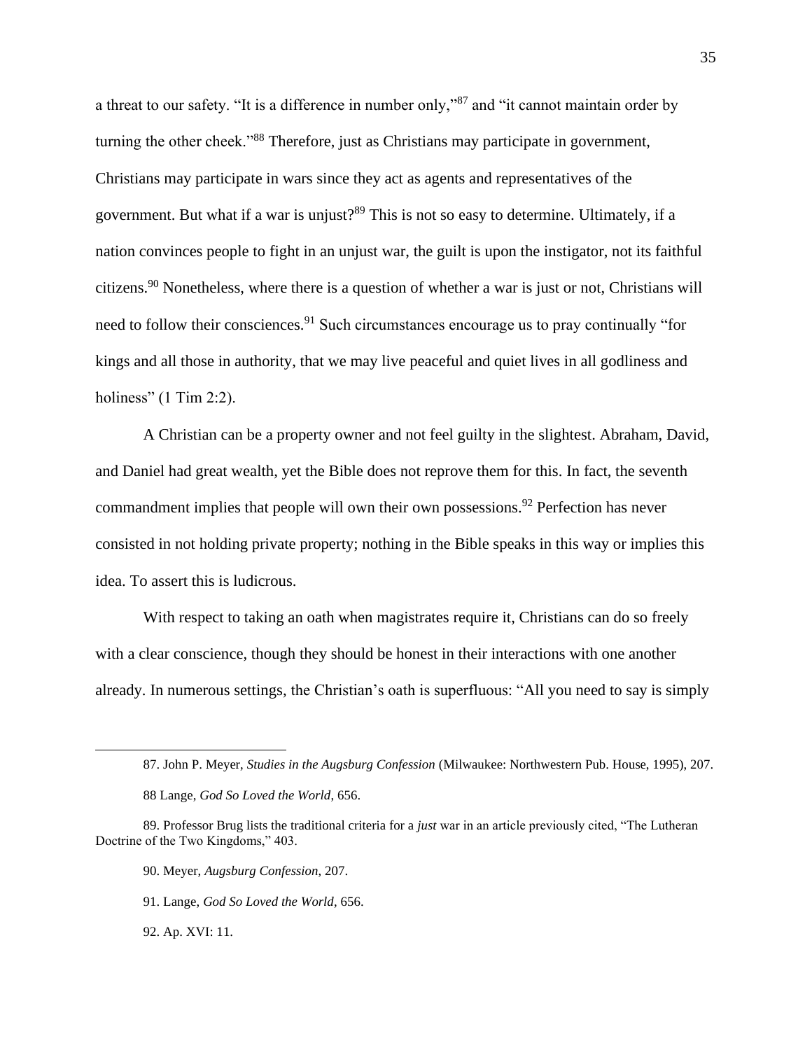a threat to our safety. “It is a difference in number only,”[87] and “it cannot maintain order by turning the other cheek.”[88] Therefore, just as Christians may participate in government, Christians may participate in wars since they act as agents and representatives of the government. But what if a war is unjust?[89] This is not so easy to determine. Ultimately, if a nation convinces people to fight in an unjust war, the guilt is upon the instigator, not its faithful citizens.[90] Nonetheless, where there is a question of whether a war is just or not, Christians will need to follow their consciences.[91] Such circumstances encourage us to pray continually “for kings and all those in authority, that we may live peaceful and quiet lives in all godliness and holiness” (1 Tim 2:2).

A Christian can be a property owner and not feel guilty in the slightest. Abraham, David, and Daniel had great wealth, yet the Bible does not reprove them for this. In fact, the seventh commandment implies that people will own their own possessions.[92] Perfection has never consisted in not holding private property; nothing in the Bible speaks in this way or implies this idea. To assert this is ludicrous.

With respect to taking an oath when magistrates require it, Christians can do so freely with a clear conscience, though they should be honest in their interactions with one another already. In numerous settings, the Christian’s oath is superfluous: “All you need to say is simply

---

87. John P. Meyer, *Studies in the Augsburg Confession* (Milwaukee: Northwestern Pub. House, 1995), 207.

88 Lange, *God So Loved the World*, 656.

89. Professor Brug lists the traditional criteria for a *just* war in an article previously cited, “The Lutheran Doctrine of the Two Kingdoms,” 403.

90. Meyer, *Augsburg Confession*, 207.

91. Lange, *God So Loved the World*, 656.

92. Ap. XVI: 11.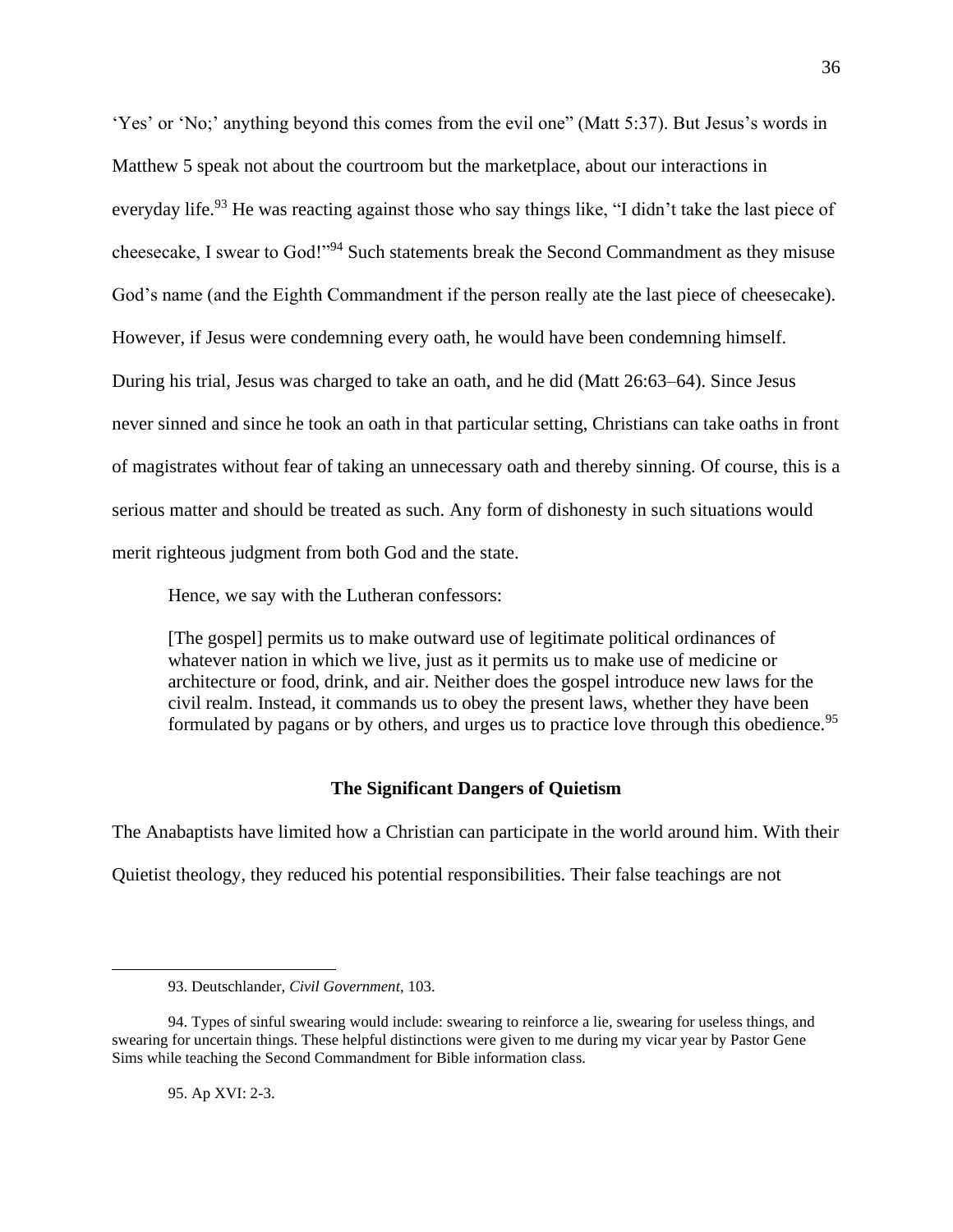'Yes' or 'No;' anything beyond this comes from the evil one" (Matt 5:37). But Jesus's words in Matthew 5 speak not about the courtroom but the marketplace, about our interactions in everyday life.[93] He was reacting against those who say things like, "I didn't take the last piece of cheesecake, I swear to God!"[94] Such statements break the Second Commandment as they misuse God's name (and the Eighth Commandment if the person really ate the last piece of cheesecake). However, if Jesus were condemning every oath, he would have been condemning himself. During his trial, Jesus was charged to take an oath, and he did (Matt 26:63–64). Since Jesus never sinned and since he took an oath in that particular setting, Christians can take oaths in front of magistrates without fear of taking an unnecessary oath and thereby sinning. Of course, this is a serious matter and should be treated as such. Any form of dishonesty in such situations would merit righteous judgment from both God and the state.

Hence, we say with the Lutheran confessors:

> [The gospel] permits us to make outward use of legitimate political ordinances of whatever nation in which we live, just as it permits us to make use of medicine or architecture or food, drink, and air. Neither does the gospel introduce new laws for the civil realm. Instead, it commands us to obey the present laws, whether they have been formulated by pagans or by others, and urges us to practice love through this obedience.[95]

### The Significant Dangers of Quietism

The Anabaptists have limited how a Christian can participate in the world around him. With their Quietist theology, they reduced his potential responsibilities. Their false teachings are not

---

93. Deutschlander, *Civil Government*, 103.

94. Types of sinful swearing would include: swearing to reinforce a lie, swearing for useless things, and swearing for uncertain things. These helpful distinctions were given to me during my vicar year by Pastor Gene Sims while teaching the Second Commandment for Bible information class.

95. Ap XVI: 2-3.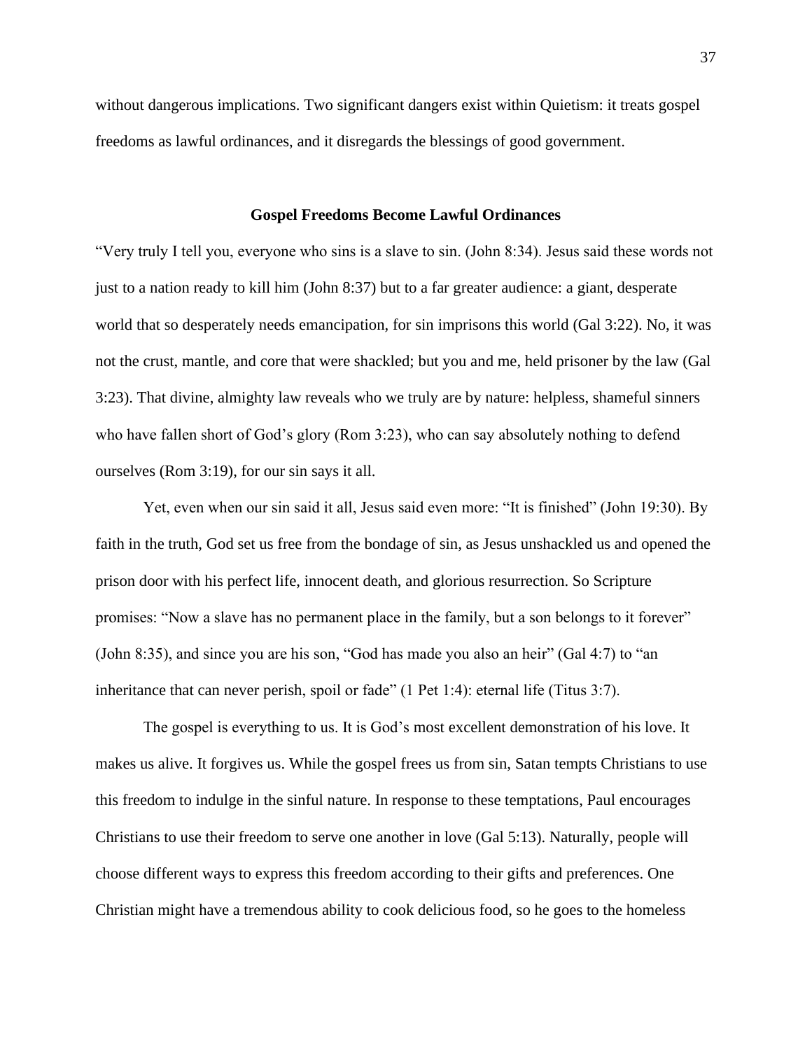without dangerous implications. Two significant dangers exist within Quietism: it treats gospel freedoms as lawful ordinances, and it disregards the blessings of good government.

### Gospel Freedoms Become Lawful Ordinances

"Very truly I tell you, everyone who sins is a slave to sin. (John 8:34). Jesus said these words not just to a nation ready to kill him (John 8:37) but to a far greater audience: a giant, desperate world that so desperately needs emancipation, for sin imprisons this world (Gal 3:22). No, it was not the crust, mantle, and core that were shackled; but you and me, held prisoner by the law (Gal 3:23). That divine, almighty law reveals who we truly are by nature: helpless, shameful sinners who have fallen short of God's glory (Rom 3:23), who can say absolutely nothing to defend ourselves (Rom 3:19), for our sin says it all.

Yet, even when our sin said it all, Jesus said even more: "It is finished" (John 19:30). By faith in the truth, God set us free from the bondage of sin, as Jesus unshackled us and opened the prison door with his perfect life, innocent death, and glorious resurrection. So Scripture promises: "Now a slave has no permanent place in the family, but a son belongs to it forever" (John 8:35), and since you are his son, "God has made you also an heir" (Gal 4:7) to "an inheritance that can never perish, spoil or fade" (1 Pet 1:4): eternal life (Titus 3:7).

The gospel is everything to us. It is God's most excellent demonstration of his love. It makes us alive. It forgives us. While the gospel frees us from sin, Satan tempts Christians to use this freedom to indulge in the sinful nature. In response to these temptations, Paul encourages Christians to use their freedom to serve one another in love (Gal 5:13). Naturally, people will choose different ways to express this freedom according to their gifts and preferences. One Christian might have a tremendous ability to cook delicious food, so he goes to the homeless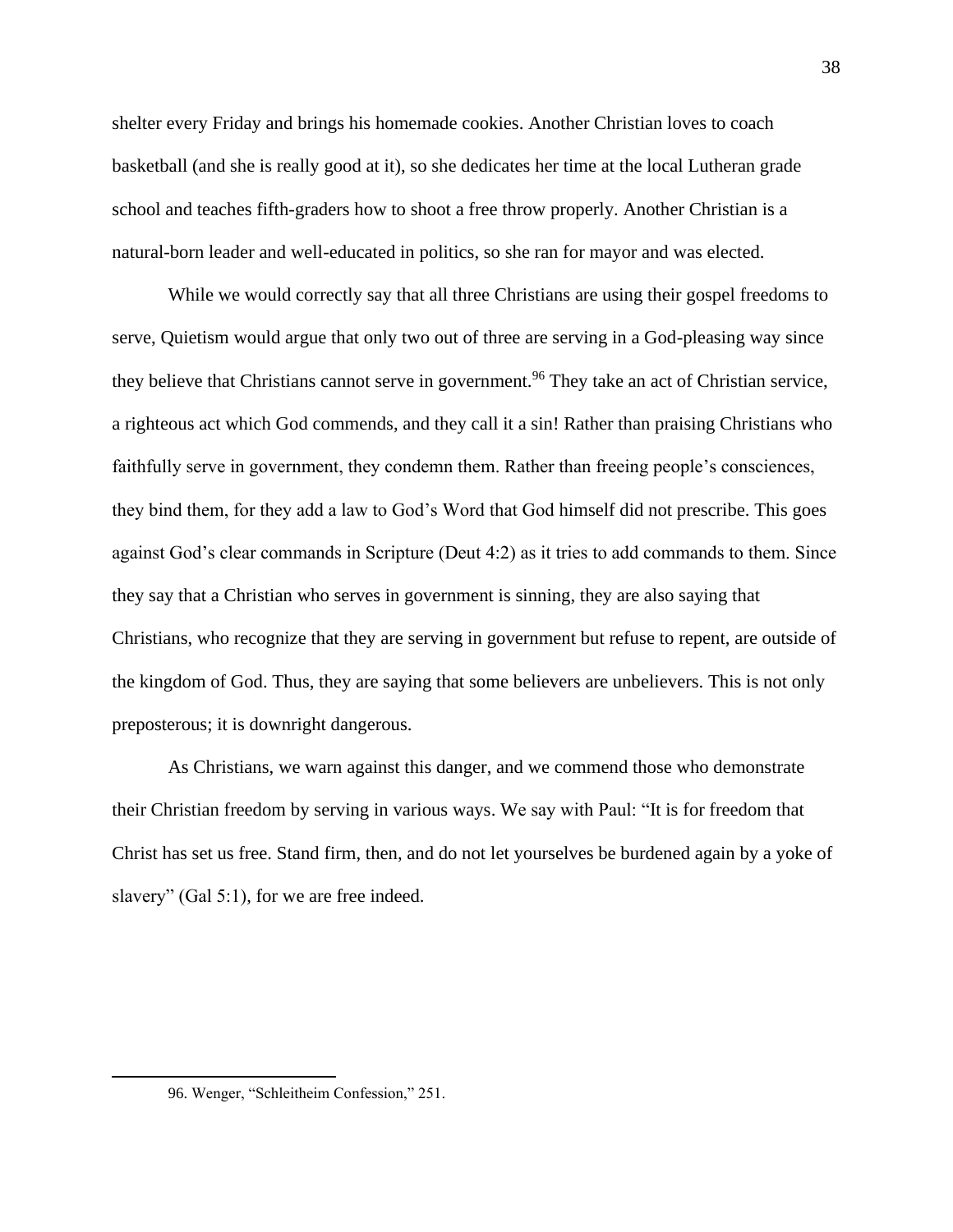shelter every Friday and brings his homemade cookies. Another Christian loves to coach basketball (and she is really good at it), so she dedicates her time at the local Lutheran grade school and teaches fifth-graders how to shoot a free throw properly. Another Christian is a natural-born leader and well-educated in politics, so she ran for mayor and was elected.

While we would correctly say that all three Christians are using their gospel freedoms to serve, Quietism would argue that only two out of three are serving in a God-pleasing way since they believe that Christians cannot serve in government.[96] They take an act of Christian service, a righteous act which God commends, and they call it a sin! Rather than praising Christians who faithfully serve in government, they condemn them. Rather than freeing people's consciences, they bind them, for they add a law to God's Word that God himself did not prescribe. This goes against God's clear commands in Scripture (Deut 4:2) as it tries to add commands to them. Since they say that a Christian who serves in government is sinning, they are also saying that Christians, who recognize that they are serving in government but refuse to repent, are outside of the kingdom of God. Thus, they are saying that some believers are unbelievers. This is not only preposterous; it is downright dangerous.

As Christians, we warn against this danger, and we commend those who demonstrate their Christian freedom by serving in various ways. We say with Paul: "It is for freedom that Christ has set us free. Stand firm, then, and do not let yourselves be burdened again by a yoke of slavery" (Gal 5:1), for we are free indeed.

---

96. Wenger, "Schleitheim Confession," 251.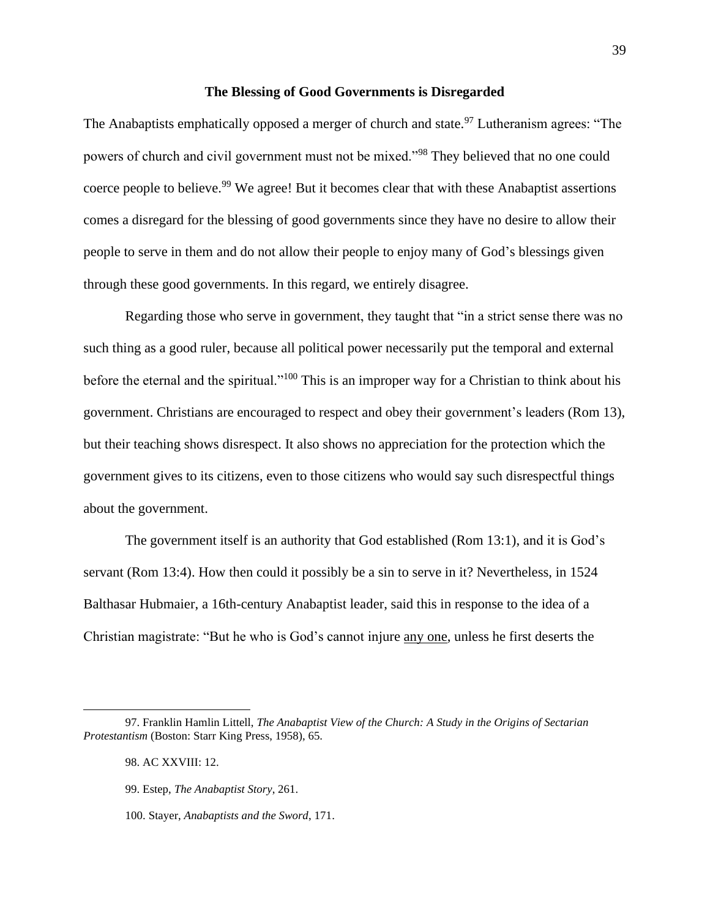## The Blessing of Good Governments is Disregarded

The Anabaptists emphatically opposed a merger of church and state.[97] Lutheranism agrees: "The powers of church and civil government must not be mixed."[98] They believed that no one could coerce people to believe.[99] We agree! But it becomes clear that with these Anabaptist assertions comes a disregard for the blessing of good governments since they have no desire to allow their people to serve in them and do not allow their people to enjoy many of God's blessings given through these good governments. In this regard, we entirely disagree.

Regarding those who serve in government, they taught that "in a strict sense there was no such thing as a good ruler, because all political power necessarily put the temporal and external before the eternal and the spiritual."[100] This is an improper way for a Christian to think about his government. Christians are encouraged to respect and obey their government's leaders (Rom 13), but their teaching shows disrespect. It also shows no appreciation for the protection which the government gives to its citizens, even to those citizens who would say such disrespectful things about the government.

The government itself is an authority that God established (Rom 13:1), and it is God's servant (Rom 13:4). How then could it possibly be a sin to serve in it? Nevertheless, in 1524 Balthasar Hubmaier, a 16th-century Anabaptist leader, said this in response to the idea of a Christian magistrate: "But he who is God's cannot injure <u>any one</u>, unless he first deserts the

---

97. Franklin Hamlin Littell, *The Anabaptist View of the Church: A Study in the Origins of Sectarian Protestantism* (Boston: Starr King Press, 1958), 65.

98. AC XXVIII: 12.

99. Estep, *The Anabaptist Story*, 261.

100. Stayer, *Anabaptists and the Sword*, 171.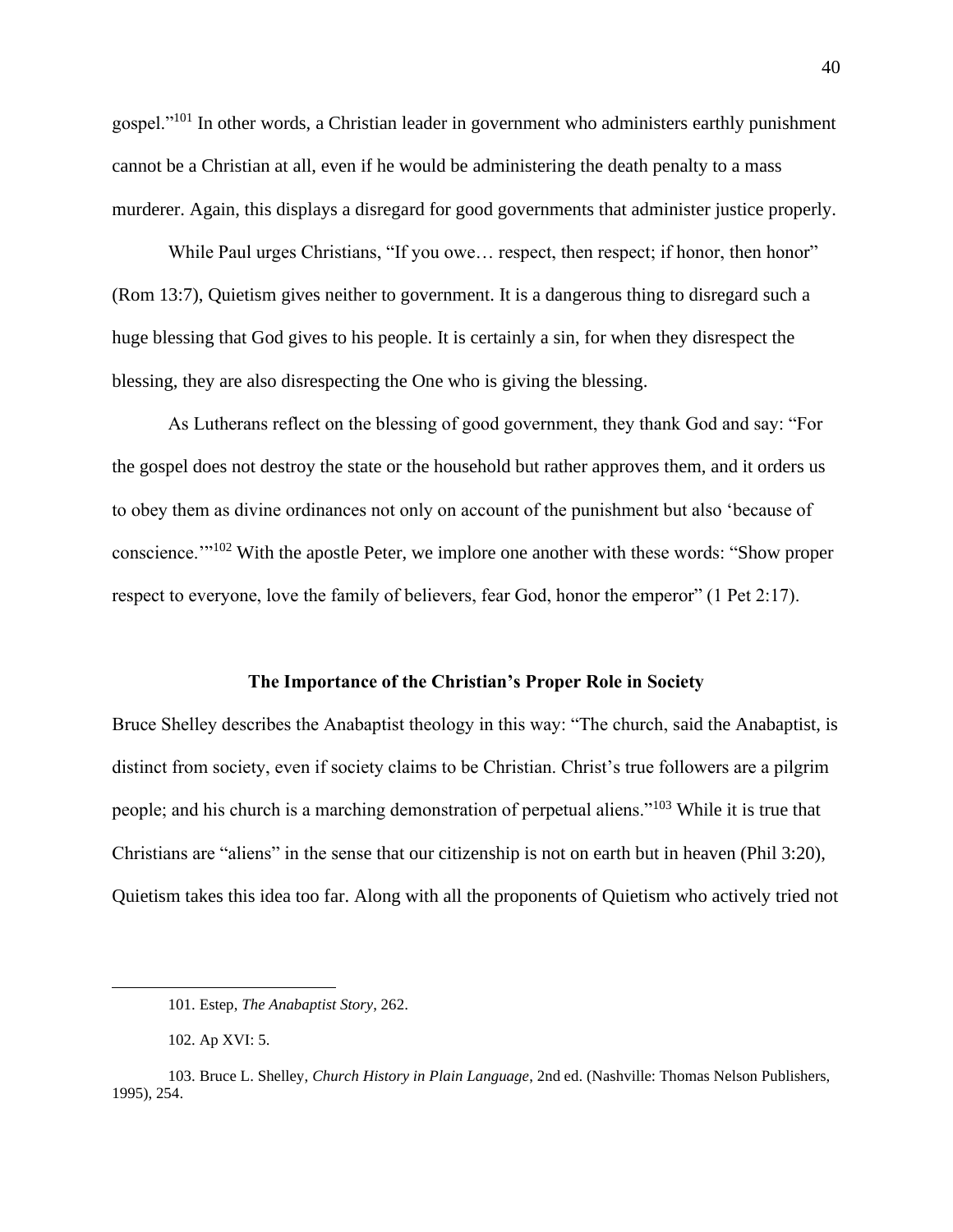gospel."[101] In other words, a Christian leader in government who administers earthly punishment cannot be a Christian at all, even if he would be administering the death penalty to a mass murderer. Again, this displays a disregard for good governments that administer justice properly.

While Paul urges Christians, "If you owe… respect, then respect; if honor, then honor" (Rom 13:7), Quietism gives neither to government. It is a dangerous thing to disregard such a huge blessing that God gives to his people. It is certainly a sin, for when they disrespect the blessing, they are also disrespecting the One who is giving the blessing.

As Lutherans reflect on the blessing of good government, they thank God and say: "For the gospel does not destroy the state or the household but rather approves them, and it orders us to obey them as divine ordinances not only on account of the punishment but also 'because of conscience.'"[102] With the apostle Peter, we implore one another with these words: "Show proper respect to everyone, love the family of believers, fear God, honor the emperor" (1 Pet 2:17).

### The Importance of the Christian's Proper Role in Society

Bruce Shelley describes the Anabaptist theology in this way: "The church, said the Anabaptist, is distinct from society, even if society claims to be Christian. Christ's true followers are a pilgrim people; and his church is a marching demonstration of perpetual aliens."[103] While it is true that Christians are "aliens" in the sense that our citizenship is not on earth but in heaven (Phil 3:20), Quietism takes this idea too far. Along with all the proponents of Quietism who actively tried not

---

101. Estep, *The Anabaptist Story*, 262.

102. Ap XVI: 5.

103. Bruce L. Shelley, *Church History in Plain Language*, 2nd ed. (Nashville: Thomas Nelson Publishers, 1995), 254.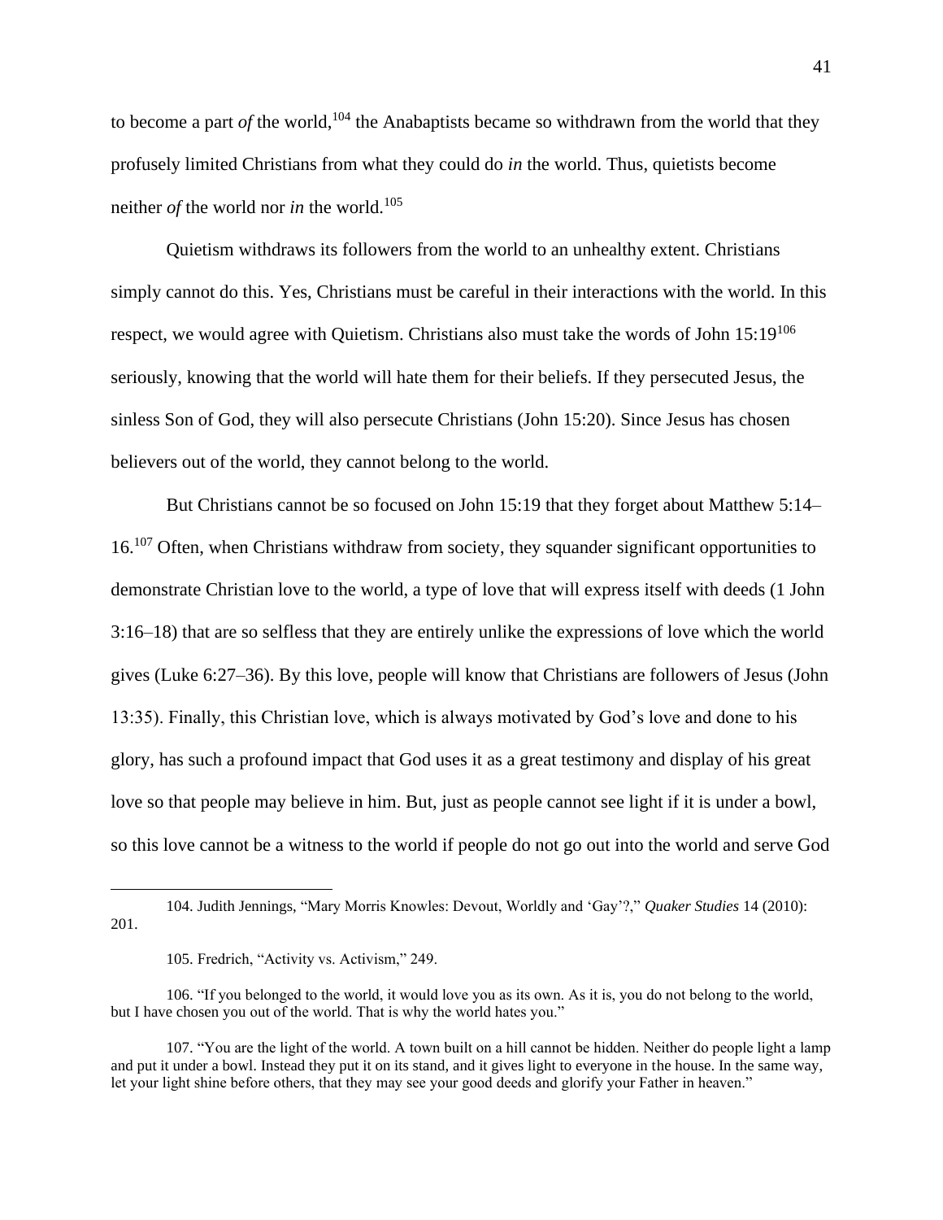to become a part *of* the world,[104] the Anabaptists became so withdrawn from the world that they profusely limited Christians from what they could do *in* the world. Thus, quietists become neither *of* the world nor *in* the world.[105]

Quietism withdraws its followers from the world to an unhealthy extent. Christians simply cannot do this. Yes, Christians must be careful in their interactions with the world. In this respect, we would agree with Quietism. Christians also must take the words of John 15:19[106] seriously, knowing that the world will hate them for their beliefs. If they persecuted Jesus, the sinless Son of God, they will also persecute Christians (John 15:20). Since Jesus has chosen believers out of the world, they cannot belong to the world.

But Christians cannot be so focused on John 15:19 that they forget about Matthew 5:14–16.[107] Often, when Christians withdraw from society, they squander significant opportunities to demonstrate Christian love to the world, a type of love that will express itself with deeds (1 John 3:16–18) that are so selfless that they are entirely unlike the expressions of love which the world gives (Luke 6:27–36). By this love, people will know that Christians are followers of Jesus (John 13:35). Finally, this Christian love, which is always motivated by God's love and done to his glory, has such a profound impact that God uses it as a great testimony and display of his great love so that people may believe in him. But, just as people cannot see light if it is under a bowl, so this love cannot be a witness to the world if people do not go out into the world and serve God

---

104. Judith Jennings, "Mary Morris Knowles: Devout, Worldly and 'Gay'?," *Quaker Studies* 14 (2010): 201.

105. Fredrich, "Activity vs. Activism," 249.

106. "If you belonged to the world, it would love you as its own. As it is, you do not belong to the world, but I have chosen you out of the world. That is why the world hates you."

107. "You are the light of the world. A town built on a hill cannot be hidden. Neither do people light a lamp and put it under a bowl. Instead they put it on its stand, and it gives light to everyone in the house. In the same way, let your light shine before others, that they may see your good deeds and glorify your Father in heaven."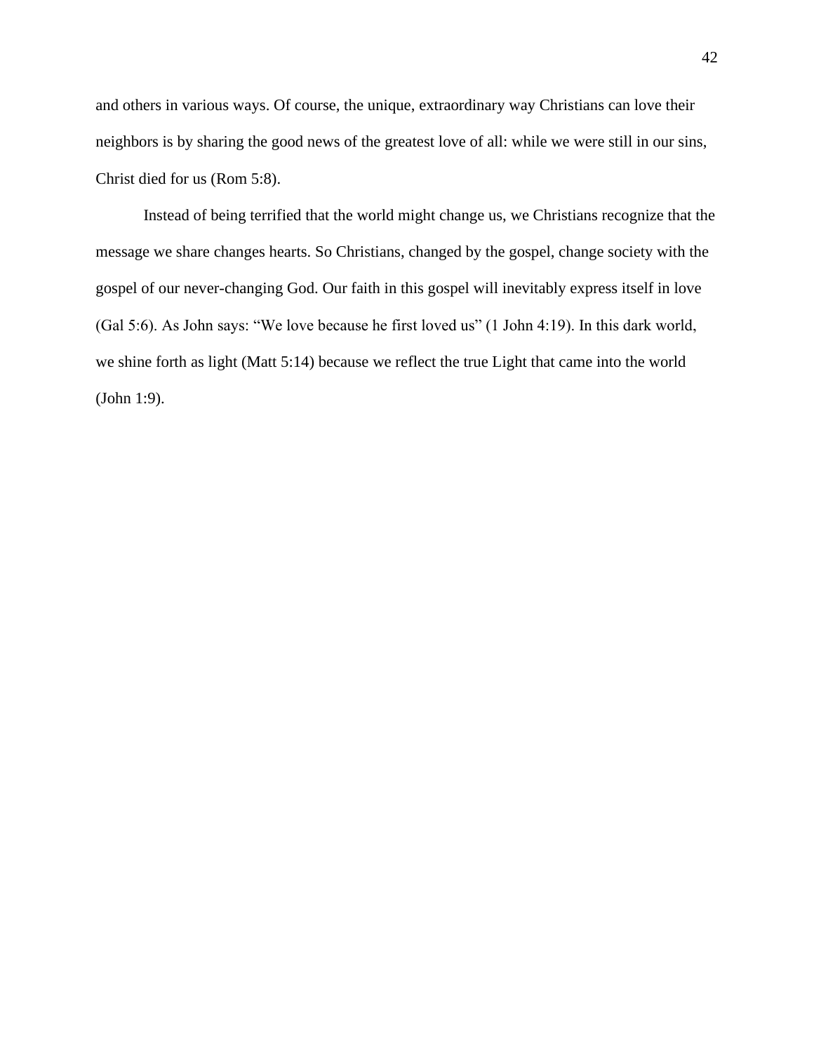and others in various ways. Of course, the unique, extraordinary way Christians can love their neighbors is by sharing the good news of the greatest love of all: while we were still in our sins, Christ died for us (Rom 5:8).

Instead of being terrified that the world might change us, we Christians recognize that the message we share changes hearts. So Christians, changed by the gospel, change society with the gospel of our never-changing God. Our faith in this gospel will inevitably express itself in love (Gal 5:6). As John says: "We love because he first loved us" (1 John 4:19). In this dark world, we shine forth as light (Matt 5:14) because we reflect the true Light that came into the world (John 1:9).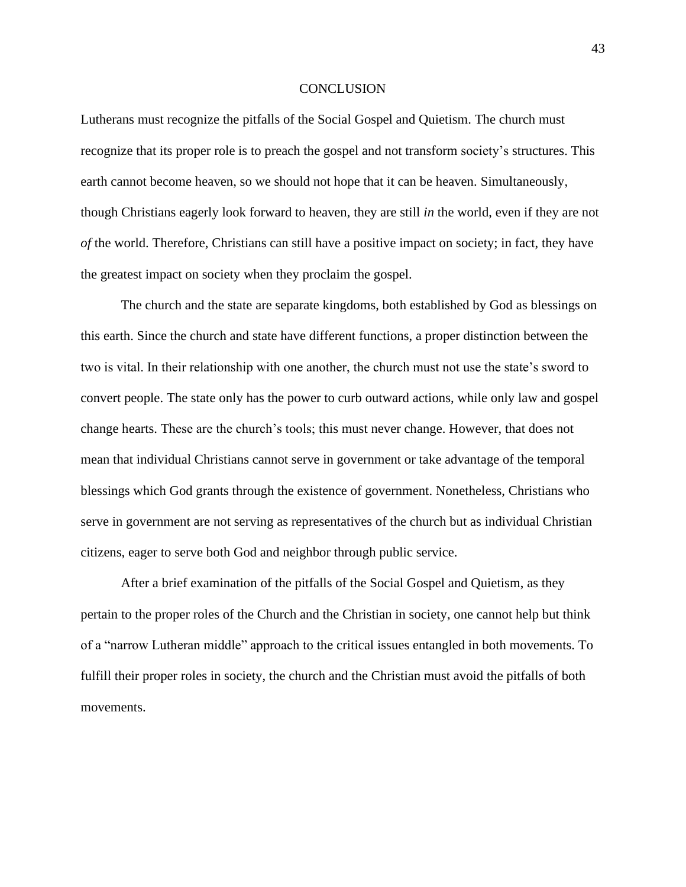# CONCLUSION

Lutherans must recognize the pitfalls of the Social Gospel and Quietism. The church must recognize that its proper role is to preach the gospel and not transform society's structures. This earth cannot become heaven, so we should not hope that it can be heaven. Simultaneously, though Christians eagerly look forward to heaven, they are still *in* the world, even if they are not *of* the world. Therefore, Christians can still have a positive impact on society; in fact, they have the greatest impact on society when they proclaim the gospel.

The church and the state are separate kingdoms, both established by God as blessings on this earth. Since the church and state have different functions, a proper distinction between the two is vital. In their relationship with one another, the church must not use the state's sword to convert people. The state only has the power to curb outward actions, while only law and gospel change hearts. These are the church's tools; this must never change. However, that does not mean that individual Christians cannot serve in government or take advantage of the temporal blessings which God grants through the existence of government. Nonetheless, Christians who serve in government are not serving as representatives of the church but as individual Christian citizens, eager to serve both God and neighbor through public service.

After a brief examination of the pitfalls of the Social Gospel and Quietism, as they pertain to the proper roles of the Church and the Christian in society, one cannot help but think of a "narrow Lutheran middle" approach to the critical issues entangled in both movements. To fulfill their proper roles in society, the church and the Christian must avoid the pitfalls of both movements.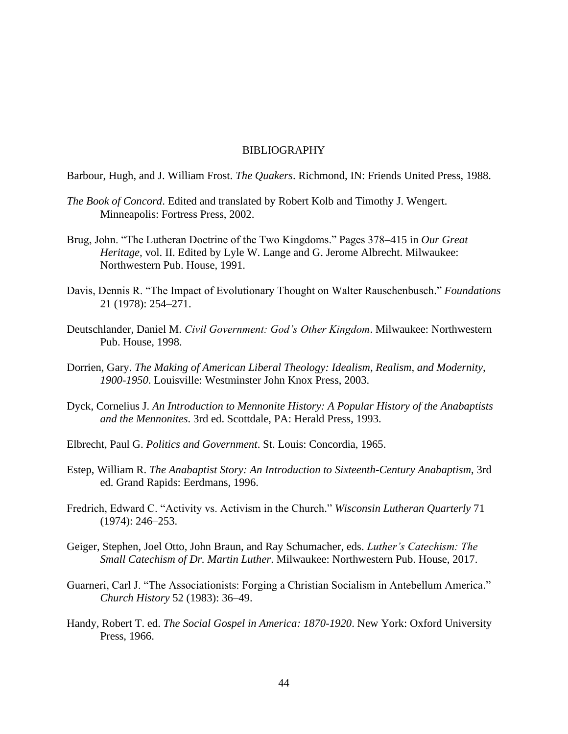# BIBLIOGRAPHY

Barbour, Hugh, and J. William Frost. *The Quakers*. Richmond, IN: Friends United Press, 1988.

*The Book of Concord*. Edited and translated by Robert Kolb and Timothy J. Wengert. Minneapolis: Fortress Press, 2002.

Brug, John. "The Lutheran Doctrine of the Two Kingdoms." Pages 378–415 in *Our Great Heritage,* vol. II. Edited by Lyle W. Lange and G. Jerome Albrecht. Milwaukee: Northwestern Pub. House, 1991.

Davis, Dennis R. "The Impact of Evolutionary Thought on Walter Rauschenbusch." *Foundations* 21 (1978): 254–271.

Deutschlander, Daniel M. *Civil Government: God's Other Kingdom*. Milwaukee: Northwestern Pub. House, 1998.

Dorrien, Gary. *The Making of American Liberal Theology: Idealism, Realism, and Modernity, 1900-1950*. Louisville: Westminster John Knox Press, 2003.

Dyck, Cornelius J. *An Introduction to Mennonite History: A Popular History of the Anabaptists and the Mennonites*. 3rd ed. Scottdale, PA: Herald Press, 1993.

Elbrecht, Paul G. *Politics and Government*. St. Louis: Concordia, 1965.

Estep, William R. *The Anabaptist Story: An Introduction to Sixteenth-Century Anabaptism*, 3rd ed. Grand Rapids: Eerdmans, 1996.

Fredrich, Edward C. "Activity vs. Activism in the Church." *Wisconsin Lutheran Quarterly* 71 (1974): 246–253.

Geiger, Stephen, Joel Otto, John Braun, and Ray Schumacher, eds. *Luther's Catechism: The Small Catechism of Dr. Martin Luther*. Milwaukee: Northwestern Pub. House, 2017.

Guarneri, Carl J. "The Associationists: Forging a Christian Socialism in Antebellum America." *Church History* 52 (1983): 36–49.

Handy, Robert T. ed. *The Social Gospel in America: 1870-1920*. New York: Oxford University Press, 1966.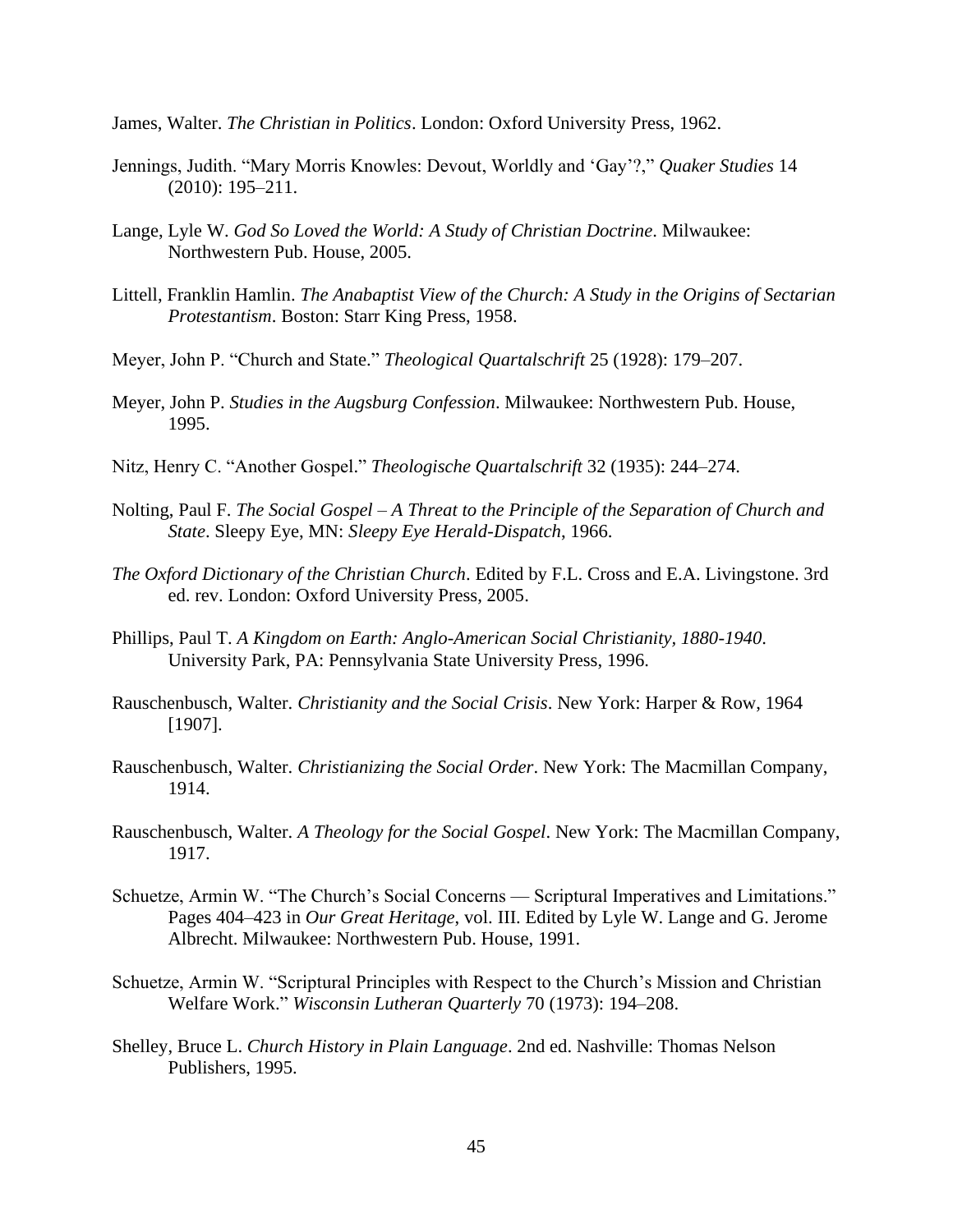James, Walter. *The Christian in Politics*. London: Oxford University Press, 1962.

Jennings, Judith. "Mary Morris Knowles: Devout, Worldly and 'Gay'?," *Quaker Studies* 14 (2010): 195–211.

Lange, Lyle W. *God So Loved the World: A Study of Christian Doctrine*. Milwaukee: Northwestern Pub. House, 2005.

Littell, Franklin Hamlin. *The Anabaptist View of the Church: A Study in the Origins of Sectarian Protestantism*. Boston: Starr King Press, 1958.

Meyer, John P. "Church and State." *Theological Quartalschrift* 25 (1928): 179–207.

Meyer, John P. *Studies in the Augsburg Confession*. Milwaukee: Northwestern Pub. House, 1995.

Nitz, Henry C. "Another Gospel." *Theologische Quartalschrift* 32 (1935): 244–274.

Nolting, Paul F. *The Social Gospel – A Threat to the Principle of the Separation of Church and State*. Sleepy Eye, MN: *Sleepy Eye Herald-Dispatch*, 1966.

*The Oxford Dictionary of the Christian Church*. Edited by F.L. Cross and E.A. Livingstone. 3rd ed. rev. London: Oxford University Press, 2005.

Phillips, Paul T. *A Kingdom on Earth: Anglo-American Social Christianity, 1880-1940*. University Park, PA: Pennsylvania State University Press, 1996.

Rauschenbusch, Walter. *Christianity and the Social Crisis*. New York: Harper & Row, 1964 [1907].

Rauschenbusch, Walter. *Christianizing the Social Order*. New York: The Macmillan Company, 1914.

Rauschenbusch, Walter. *A Theology for the Social Gospel*. New York: The Macmillan Company, 1917.

Schuetze, Armin W. "The Church's Social Concerns — Scriptural Imperatives and Limitations." Pages 404–423 in *Our Great Heritage*, vol. III. Edited by Lyle W. Lange and G. Jerome Albrecht. Milwaukee: Northwestern Pub. House, 1991.

Schuetze, Armin W. "Scriptural Principles with Respect to the Church's Mission and Christian Welfare Work." *Wisconsin Lutheran Quarterly* 70 (1973): 194–208.

Shelley, Bruce L. *Church History in Plain Language*. 2nd ed. Nashville: Thomas Nelson Publishers, 1995.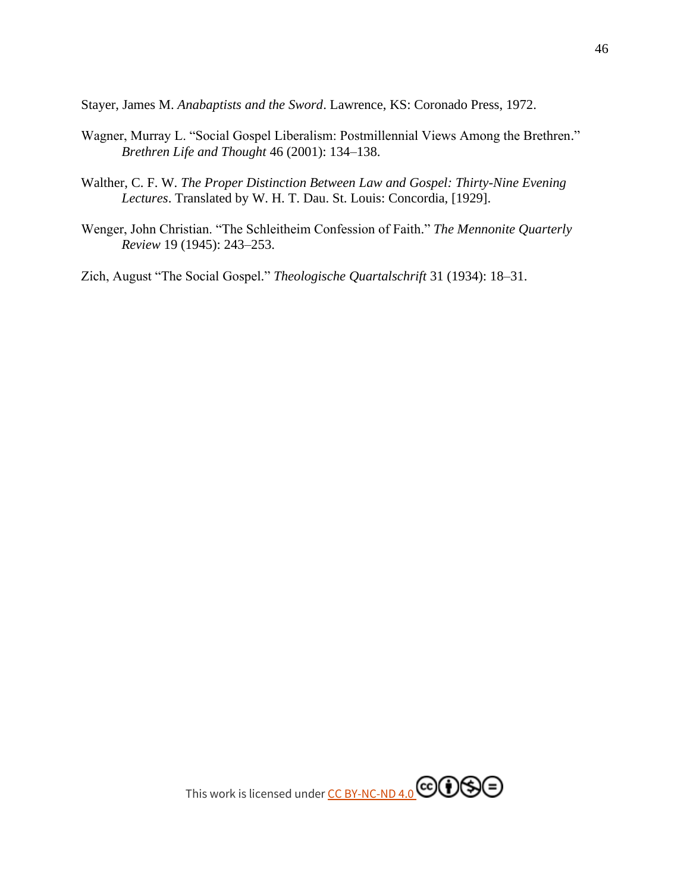Stayer, James M. *Anabaptists and the Sword*. Lawrence, KS: Coronado Press, 1972.

Wagner, Murray L. "Social Gospel Liberalism: Postmillennial Views Among the Brethren." *Brethren Life and Thought* 46 (2001): 134–138.

Walther, C. F. W. *The Proper Distinction Between Law and Gospel: Thirty-Nine Evening Lectures*. Translated by W. H. T. Dau. St. Louis: Concordia, [1929].

Wenger, John Christian. "The Schleitheim Confession of Faith." *The Mennonite Quarterly Review* 19 (1945): 243–253.

Zich, August "The Social Gospel." *Theologische Quartalschrift* 31 (1934): 18–31.

This work is licensed under CC BY-NC-ND 4.0